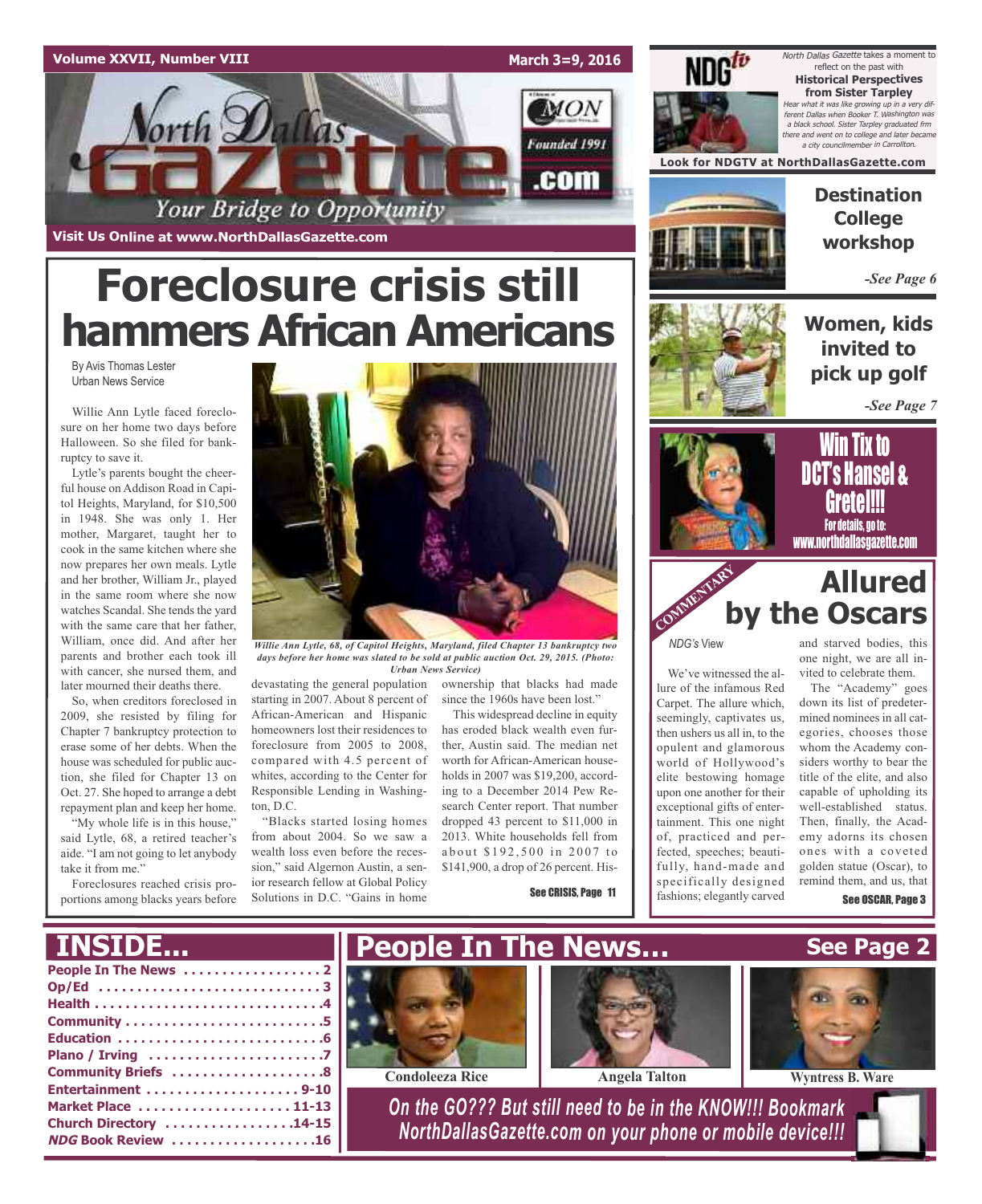Volume XXVII, Number VIII

March 3=9, 2016

# North Dallas Gazette

Founded 1991

Your Bridge to Opportunity

Visit Us Online at www.NorthDallasGazette.com

NDGtv

*North Dallas Gazette* takes a moment to reflect on the past with **Historical Perspectives from Sister Tarpley**

*Hear what it was like growing up in a very different Dallas when Booker T. Washington was a black school. Sister Tarpley graduated frm there and went on to college and later became a city councilmember in Carrollton.*

**Look for NDGTV at NorthDallasGazette.com**

## Destination College workshop

*-See Page 6*

## Women, kids invited to pick up golf

*-See Page 7*

## Win Tix to DCT's Hansel & Gretel!!!

For details, go to: www.northdallasgazette.com

# Foreclosure crisis still hammers African Americans

By Avis Thomas Lester
Urban News Service

Willie Ann Lytle faced foreclosure on her home two days before Halloween. So she filed for bankruptcy to save it.

Lytle's parents bought the cheerful house on Addison Road in Capitol Heights, Maryland, for $10,500 in 1948. She was only 1. Her mother, Margaret, taught her to cook in the same kitchen where she now prepares her own meals. Lytle and her brother, William Jr., played in the same room where she now watches Scandal. She tends the yard with the same care that her father, William, once did. And after her parents and brother each took ill with cancer, she nursed them, and later mourned their deaths there.

So, when creditors foreclosed in 2009, she resisted by filing for Chapter 7 bankruptcy protection to erase some of her debts. When the house was scheduled for public auction, she filed for Chapter 13 on Oct. 27. She hoped to arrange a debt repayment plan and keep her home.

"My whole life is in this house," said Lytle, 68, a retired teacher's aide. "I am not going to let anybody take it from me."

Foreclosures reached crisis proportions among blacks years before devastating the general population starting in 2007. About 8 percent of African-American and Hispanic homeowners lost their residences to foreclosure from 2005 to 2008, compared with 4.5 percent of whites, according to the Center for Responsible Lending in Washington, D.C.

*Willie Ann Lytle, 68, of Capitol Heights, Maryland, filed Chapter 13 bankruptcy two days before her home was slated to be sold at public auction Oct. 29, 2015. (Photo: Urban News Service)*

"Blacks started losing homes from about 2004. So we saw a wealth loss even before the recession," said Algernon Austin, a senior research fellow at Global Policy Solutions in D.C. "Gains in home ownership that blacks had made since the 1960s have been lost."

This widespread decline in equity has eroded black wealth even further, Austin said. The median net worth for African-American households in 2007 was $19,200, according to a December 2014 Pew Research Center report. That number dropped 43 percent to $11,000 in 2013. White households fell from about $192,500 in 2007 to $141,900, a drop of 26 percent. His-

See CRISIS, Page 11

COMMENTARY

# Allured by the Oscars

*NDG's* View

We've witnessed the allure of the infamous Red Carpet. The allure which, seemingly, captivates us, then ushers us all in, to the opulent and glamorous world of Hollywood's elite bestowing homage upon one another for their exceptional gifts of entertainment. This one night of, practiced and perfected, speeches; beautifully, hand-made and specifically designed fashions; elegantly carved and starved bodies, this one night, we are all invited to celebrate them.

The "Academy" goes down its list of predetermined nominees in all categories, chooses those whom the Academy considers worthy to bear the title of the elite, and also capable of upholding its well-established status. Then, finally, the Academy adorns its chosen ones with a coveted golden statue (Oscar), to remind them, and us, that

See OSCAR, Page 3

## INSIDE...

- People In The News . . . . . . . . . . . . . . . . . 2
- Op/Ed . . . . . . . . . . . . . . . . . . . . . . . . . . . . 3
- Health . . . . . . . . . . . . . . . . . . . . . . . . . . . . 4
- Community . . . . . . . . . . . . . . . . . . . . . . . . 5
- Education . . . . . . . . . . . . . . . . . . . . . . . . . 6
- Plano / Irving . . . . . . . . . . . . . . . . . . . . . 7
- Community Briefs . . . . . . . . . . . . . . . . . . 8
- Entertainment . . . . . . . . . . . . . . . . . . . 9-10
- Market Place . . . . . . . . . . . . . . . . . . . 11-13
- Church Directory . . . . . . . . . . . . . . . . 14-15
- *NDG* Book Review . . . . . . . . . . . . . . . . . 16

## People In The News...

See Page 2

Condoleeza Rice

Angela Talton

Wyntress B. Ware

*On the GO??? But still need to be in the KNOW!!! Bookmark NorthDallasGazette.com on your phone or mobile device!!!*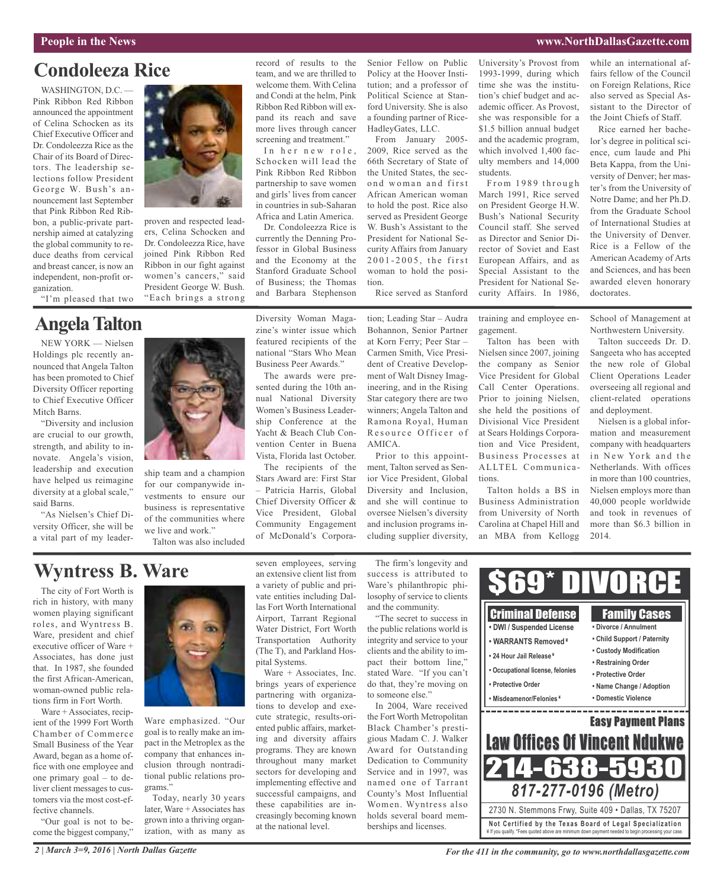## Condoleeza Rice

WASHINGTON, D.C. — Pink Ribbon Red Ribbon announced the appointment of Celina Schocken as its Chief Executive Officer and Dr. Condoleezza Rice as the Chair of its Board of Directors. The leadership selections follow President George W. Bush's announcement last September that Pink Ribbon Red Ribbon, a public-private partnership aimed at catalyzing the global community to reduce deaths from cervical and breast cancer, is now an independent, non-profit organization.

"I'm pleased that two proven and respected leaders, Celina Schocken and Dr. Condoleezza Rice, have joined Pink Ribbon Red Ribbon in our fight against women's cancers," said President George W. Bush. "Each brings a strong record of results to the team, and we are thrilled to welcome them. With Celina and Condi at the helm, Pink Ribbon Red Ribbon will expand its reach and save more lives through cancer screening and treatment."

In her new role, Schocken will lead the Pink Ribbon Red Ribbon partnership to save women and girls' lives from cancer in countries in sub-Saharan Africa and Latin America.

Dr. Condoleezza Rice is currently the Denning Professor in Global Business and the Economy at the Stanford Graduate School of Business; the Thomas and Barbara Stephenson Senior Fellow on Public Policy at the Hoover Institution; and a professor of Political Science at Stanford University. She is also a founding partner of RiceHadleyGates, LLC.

From January 2005-2009, Rice served as the 66th Secretary of State of the United States, the second woman and first African American woman to hold the post. Rice also served as President George W. Bush's Assistant to the President for National Security Affairs from January 2001-2005, the first woman to hold the position.

Rice served as Stanford University's Provost from 1993-1999, during which time she was the institution's chief budget and academic officer. As Provost, she was responsible for a $1.5 billion annual budget and the academic program, which involved 1,400 faculty members and 14,000 students.

From 1989 through March 1991, Rice served on President George H.W. Bush's National Security Council staff. She served as Director and Senior Director of Soviet and East European Affairs, and as Special Assistant to the President for National Security Affairs. In 1986, while an international affairs fellow of the Council on Foreign Relations, Rice also served as Special Assistant to the Director of the Joint Chiefs of Staff.

Rice earned her bachelor's degree in political science, cum laude and Phi Beta Kappa, from the University of Denver; her master's from the University of Notre Dame; and her Ph.D. from the Graduate School of International Studies at the University of Denver. Rice is a Fellow of the American Academy of Arts and Sciences, and has been awarded eleven honorary doctorates.

## Angela Talton

NEW YORK — Nielsen Holdings plc recently announced that Angela Talton has been promoted to Chief Diversity Officer reporting to Chief Executive Officer Mitch Barns.

"Diversity and inclusion are crucial to our growth, strength, and ability to innovate. Angela's vision, leadership and execution have helped us reimagine diversity at a global scale," said Barns.

"As Nielsen's Chief Diversity Officer, she will be a vital part of my leadership team and a champion for our companywide investments to ensure our business is representative of the communities where we live and work."

Talton was also included Diversity Woman Magazine's winter issue which featured recipients of the national "Stars Who Mean Business Peer Awards."

The awards were presented during the 10th annual National Diversity Women's Business Leadership Conference at the Yacht & Beach Club Convention Center in Buena Vista, Florida last October.

The recipients of the Stars Award are: First Star – Patricia Harris, Global Chief Diversity Officer & Vice President, Global Community Engagement of McDonald's Corporation; Leading Star – Audra Bohannon, Senior Partner at Korn Ferry; Peer Star – Carmen Smith, Vice President of Creative Development of Walt Disney Imagineering, and in the Rising Star category there are two winners; Angela Talton and Ramona Royal, Human Resource Officer of AMICA.

Prior to this appointment, Talton served as Senior Vice President, Global Diversity and Inclusion, and she will continue to oversee Nielsen's diversity and inclusion programs including supplier diversity, training and employee engagement.

Talton has been with Nielsen since 2007, joining the company as Senior Vice President for Global Call Center Operations. Prior to joining Nielsen, she held the positions of Divisional Vice President at Sears Holdings Corporation and Vice President, Business Processes at ALLTEL Communications.

Talton holds a BS in Business Administration from University of North Carolina at Chapel Hill and an MBA from Kellogg School of Management at Northwestern University.

Talton succeeds Dr. D. Sangeeta who has accepted the new role of Global Client Operations Leader overseeing all regional and client-related operations and deployment.

Nielsen is a global information and measurement company with headquarters in New York and the Netherlands. With offices in more than 100 countries, Nielsen employs more than 40,000 people worldwide and took in revenues of more than $6.3 billion in 2014.

## Wyntress B. Ware

The city of Fort Worth is rich in history, with many women playing significant roles, and Wyntress B. Ware, president and chief executive officer of Ware + Associates, has done just that. In 1987, she founded the first African-American, woman-owned public relations firm in Fort Worth.

Ware + Associates, recipient of the 1999 Fort Worth Chamber of Commerce Small Business of the Year Award, began as a home office with one employee and one primary goal – to deliver client messages to customers via the most cost-effective channels.

"Our goal is not to become the biggest company," Ware emphasized. "Our goal is to really make an impact in the Metroplex as the company that enhances inclusion through nontraditional public relations programs."

Today, nearly 30 years later, Ware + Associates has grown into a thriving organization, with as many as seven employees, serving an extensive client list from a variety of public and private entities including Dallas Fort Worth International Airport, Tarrant Regional Water District, Fort Worth Transportation Authority (The T), and Parkland Hospital Systems.

Ware + Associates, Inc. brings years of experience partnering with organizations to develop and execute strategic, results-oriented public affairs, marketing and diversity affairs programs. They are known throughout many market sectors for developing and implementing effective and successful campaigns, and these capabilities are increasingly becoming known at the national level.

The firm's longevity and success is attributed to Ware's philanthropic philosophy of service to clients and the community.

"The secret to success in the public relations world is integrity and service to your clients and the ability to impact their bottom line," stated Ware. "If you can't do that, they're moving on to someone else."

In 2004, Ware received the Fort Worth Metropolitan Black Chamber's prestigious Madam C. J. Walker Award for Outstanding Dedication to Community Service and in 1997, was named one of Tarrant County's Most Influential Women. Wyntress also holds several board memberships and licenses.

---

**$69* DIVORCE**

**Criminal Defense**
- DWI / Suspended License
- WARRANTS Removed ¥
- 24 Hour Jail Release ¥
- Occupational license, felonies
- Protective Order
- Misdeameanor/Felonies ¥

**Family Cases**
- Divorce / Annulment
- Child Support / Paternity
- Custody Modification
- Restraining Order
- Protective Order
- Name Change / Adoption
- Domestic Violence

**Easy Payment Plans**

**Law Offices Of Vincent Ndukwe**

**214-638-5930**

*817-277-0196 (Metro)*

2730 N. Stemmons Frwy, Suite 409 • Dallas, TX 75207

**Not Certified by the Texas Board of Legal Specialization**

¥ If you qualify. *Fees quoted above are minimum down payment needed to begin processing your case.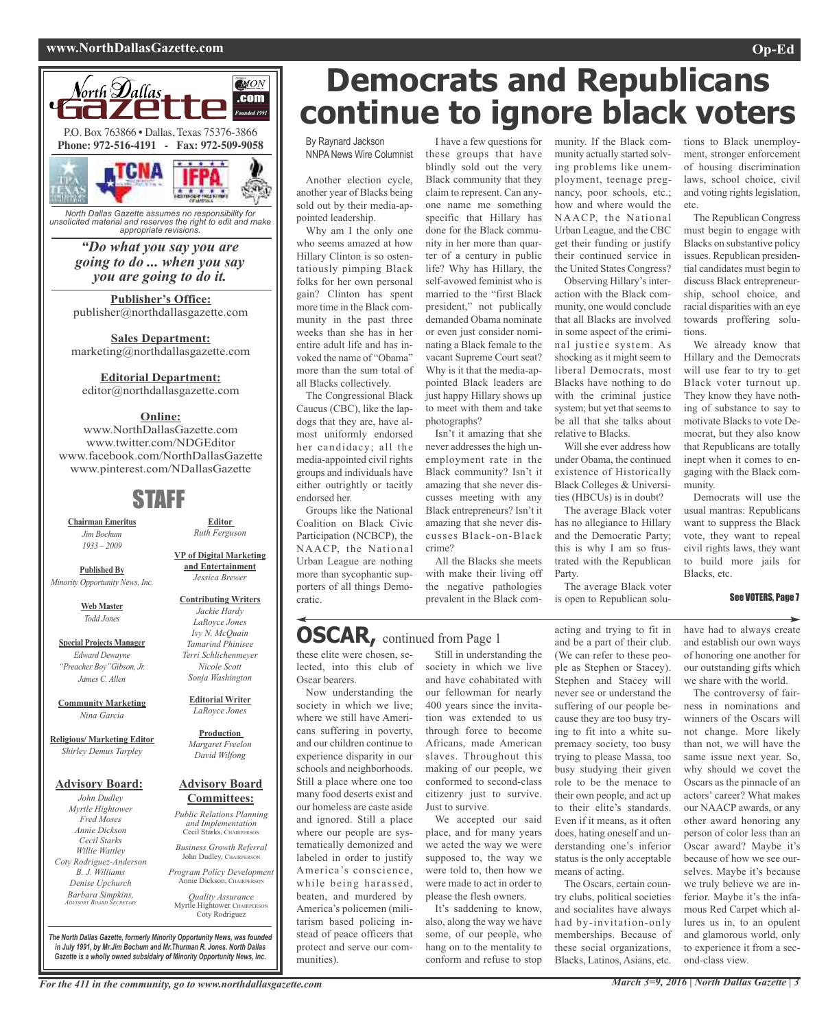North Dallas Gazette

P.O. Box 763866 • Dallas, Texas 75376-3866
**Phone: 972-516-4191 - Fax: 972-509-9058**

*North Dallas Gazette assumes no responsibility for unsolicited material and reserves the right to edit and make appropriate revisions.*

***"Do what you say you are going to do ... when you say you are going to do it.***

**Publisher's Office:**
publisher@northdallasgazette.com

**Sales Department:**
marketing@northdallasgazette.com

**Editorial Department:**
editor@northdallasgazette.com

**Online:**
www.NorthDallasGazette.com
www.twitter.com/NDGEditor
www.facebook.com/NorthDallasGazette
www.pinterest.com/NDallasGazette

## STAFF

**Chairman Emeritus**
*Jim Bochum*
*1933 – 2009*

**Published By**
*Minority Opportunity News, Inc.*

**Web Master**
*Todd Jones*

**Special Projects Manager**
*Edward Dewayne "Preacher Boy" Gibson, Jr.*
*James C. Allen*

**Community Marketing**
*Nina Garcia*

**Religious/ Marketing Editor**
*Shirley Demus Tarpley*

**Editor**
*Ruth Ferguson*

**VP of Digital Marketing and Entertainment**
*Jessica Brewer*

**Contributing Writers**
*Jackie Hardy*
*LaRoyce Jones*
*Ivy N. McQuain*
*Tamarind Phinisee*
*Terri Schlichenmeyer*
*Nicole Scott*
*Sonja Washington*

**Editorial Writer**
*LaRoyce Jones*

**Production**
*Margaret Freelon*
*David Wilfong*

**Advisory Board:**
*John Dudley*
*Myrtle Hightower*
*Fred Moses*
*Annie Dickson*
*Cecil Starks*
*Willie Wattley*
*Coty Rodriguez-Anderson*
*B. J. Williams*
*Denise Upchurch*
*Barbara Simpkins, Advisory Board Secretary*

**Advisory Board Committees:**
*Public Relations Planning and Implementation*
Cecil Starks, Chairperson
*Business Growth Referral*
John Dudley, Chairperson
*Program Policy Development*
Annie Dickson, Chairperson
*Quality Assurance*
Myrtle Hightower, Chairperson
Coty Rodriguez

*The North Dallas Gazette, formerly Minority Opportunity News, was founded in July 1991, by Mr.Jim Bochum and Mr.Thurman R. Jones. North Dallas Gazette is a wholly owned subsidairy of Minority Opportunity News, Inc.*

# Democrats and Republicans continue to ignore black voters

By Raynard Jackson
NNPA News Wire Columnist

Another election cycle, another year of Blacks being sold out by their media-appointed leadership.

Why am I the only one who seems amazed at how Hillary Clinton is so ostentatiously pimping Black folks for her own personal gain? Clinton has spent more time in the Black community in the past three weeks than she has in her entire adult life and has invoked the name of "Obama" more than the sum total of all Blacks collectively.

The Congressional Black Caucus (CBC), like the lapdogs that they are, have almost uniformly endorsed her candidacy; all the media-appointed civil rights groups and individuals have either outrightly or tacitly endorsed her.

Groups like the National Coalition on Black Civic Participation (NCBCP), the NAACP, the National Urban League are nothing more than sycophantic supporters of all things Democratic.

I have a few questions for these groups that have blindly sold out the very Black community that they claim to represent. Can anyone name me something specific that Hillary has done for the Black community in her more than quarter of a century in public life? Why has Hillary, the self-avowed feminist who is married to the "first Black president," not publically demanded Obama nominate or even just consider nominating a Black female to the vacant Supreme Court seat? Why is it that the media-appointed Black leaders are just happy Hillary shows up to meet with them and take photographs?

Isn't it amazing that she never addresses the high unemployment rate in the Black community? Isn't it amazing that she never discusses meeting with any Black entrepreneurs? Isn't it amazing that she never discusses Black-on-Black crime?

All the Blacks she meets with make their living off the negative pathologies prevalent in the Black community. If the Black community actually started solving problems like unemployment, teenage pregnancy, poor schools, etc.; how and where would the NAACP, the National Urban League, and the CBC get their funding or justify their continued service in the United States Congress?

Observing Hillary's interaction with the Black community, one would conclude that all Blacks are involved in some aspect of the criminal justice system. As shocking as it might seem to liberal Democrats, most Blacks have nothing to do with the criminal justice system; but yet that seems to be all that she talks about relative to Blacks.

Will she ever address how under Obama, the continued existence of Historically Black Colleges & Universities (HBCUs) is in doubt?

The average Black voter has no allegiance to Hillary and the Democratic Party; this is why I am so frustrated with the Republican Party.

The average Black voter is open to Republican solutions to Black unemployment, stronger enforcement of housing discrimination laws, school choice, civil and voting rights legislation, etc.

The Republican Congress must begin to engage with Blacks on substantive policy issues. Republican presidential candidates must begin to discuss Black entrepreneurship, school choice, and racial disparities with an eye towards proffering solutions.

We already know that Hillary and the Democrats will use fear to try to get Black voter turnout up. They know they have nothing of substance to say to motivate Blacks to vote Democrat, but they also know that Republicans are totally inept when it comes to engaging with the Black community.

Democrats will use the usual mantras: Republicans want to suppress the Black vote, they want to repeal civil rights laws, they want to build more jails for Blacks, etc.

**See VOTERS, Page 7**

## OSCAR, continued from Page 1

these elite were chosen, selected, into this club of Oscar bearers.

Now understanding the society in which we live; where we still have Americans suffering in poverty, and our children continue to experience disparity in our schools and neighborhoods. Still a place where one too many food deserts exist and our homeless are caste aside and ignored. Still a place where our people are systematically demonized and labeled in order to justify America's conscience, while being harassed, beaten, and murdered by America's policemen (militarism based policing instead of peace officers that protect and serve our communities).

Still in understanding the society in which we live and have cohabitated with our fellowman for nearly 400 years since the invitation was extended to us through force to become Africans, made American slaves. Throughout this making of our people, we conformed to second-class citizenry just to survive. Just to survive.

We accepted our said place, and for many years we acted the way we were supposed to, the way we were told to, then how we were made to act in order to please the flesh owners.

It's saddening to know, also, along the way we have some, of our people, who hang on to the mentality to conform and refuse to stop acting and trying to fit in and be a part of their club. (We can refer to these people as Stephen or Stacey). Stephen and Stacey will never see or understand the suffering of our people because they are too busy trying to fit into a white supremacy society, too busy trying to please Massa, too busy studying their given role to be the menace to their own people, and act up to their elite's standards. Even if it means, as it often does, hating oneself and understanding one's inferior status is the only acceptable means of acting.

The Oscars, certain country clubs, political societies and socialites have always had by-invitation-only memberships. Because of these social organizations, Blacks, Latinos, Asians, etc. have had to always create and establish our own ways of honoring one another for our outstanding gifts which we share with the world.

The controversy of fairness in nominations and winners of the Oscars will not change. More likely than not, we will have the same issue next year. So, why should we covet the Oscars as the pinnacle of an actors' career? What makes our NAACP awards, or any other award honoring any person of color less than an Oscar award? Maybe it's because of how we see ourselves. Maybe it's because we truly believe we are inferior. Maybe it's the infamous Red Carpet which allures us in, to an opulent and glamorous world, only to experience it from a second-class view.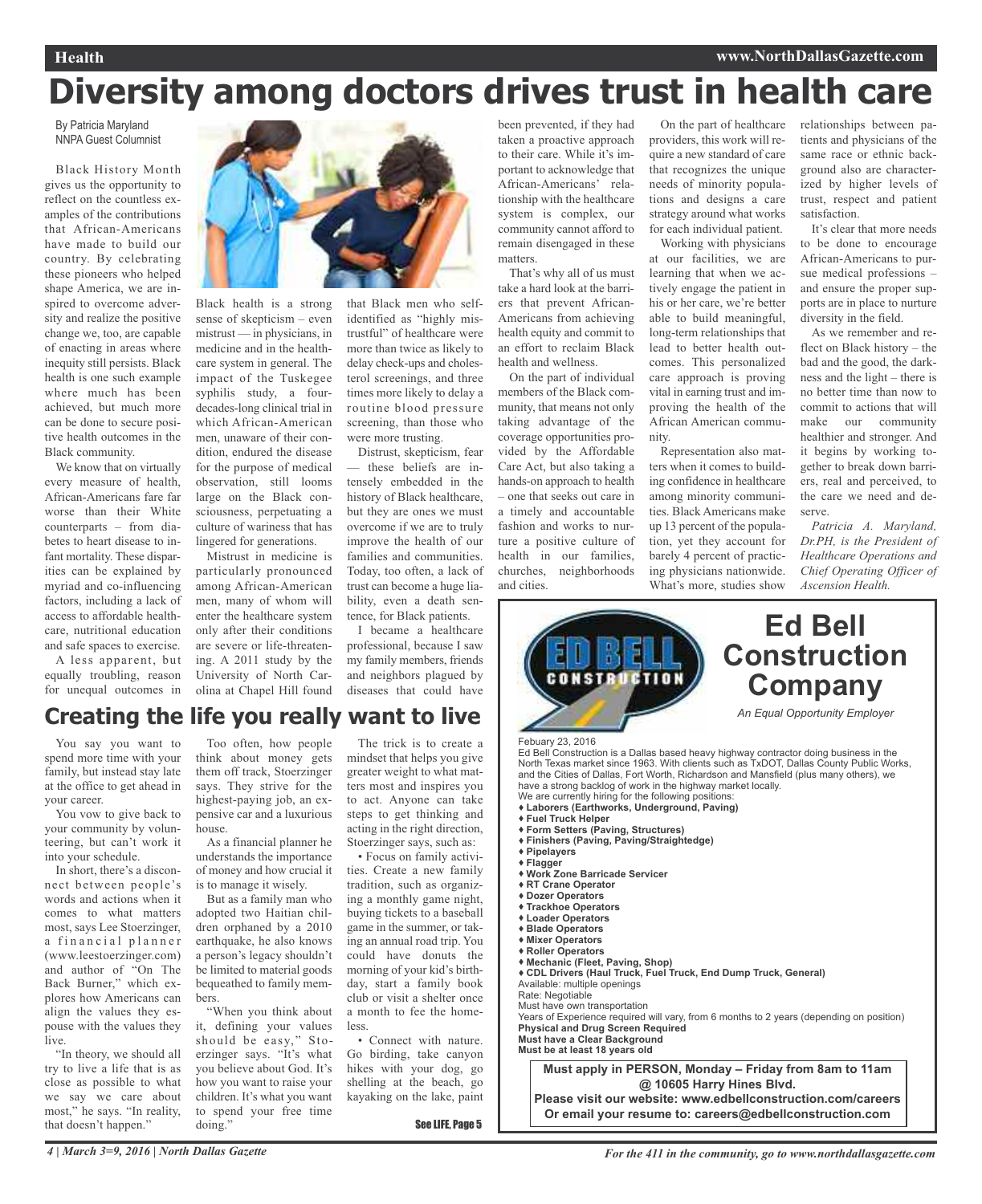# Diversity among doctors drives trust in health care

By Patricia Maryland
NNPA Guest Columnist

Black History Month gives us the opportunity to reflect on the countless examples of the contributions that African-Americans have made to build our country. By celebrating these pioneers who helped shape America, we are inspired to overcome adversity and realize the positive change we, too, are capable of enacting in areas where inequity still persists. Black health is one such example where much has been achieved, but much more can be done to secure positive health outcomes in the Black community.

We know that on virtually every measure of health, African-Americans fare far worse than their White counterparts – from diabetes to heart disease to infant mortality. These disparities can be explained by myriad and co-influencing factors, including a lack of access to affordable healthcare, nutritional education and safe spaces to exercise.

A less apparent, but equally troubling, reason for unequal outcomes in Black health is a strong sense of skepticism – even mistrust — in physicians, in medicine and in the healthcare system in general. The impact of the Tuskegee syphilis study, a four-decades-long clinical trial in which African-American men, unaware of their condition, endured the disease for the purpose of medical observation, still looms large on the Black consciousness, perpetuating a culture of wariness that has lingered for generations.

Mistrust in medicine is particularly pronounced among African-American men, many of whom will enter the healthcare system only after their conditions are severe or life-threatening. A 2011 study by the University of North Carolina at Chapel Hill found that Black men who self-identified as "highly mistrustful" of healthcare were more than twice as likely to delay check-ups and cholesterol screenings, and three times more likely to delay a routine blood pressure screening, than those who were more trusting.

Distrust, skepticism, fear — these beliefs are intensely embedded in the history of Black healthcare, but they are ones we must overcome if we are to truly improve the health of our families and communities. Today, too often, a lack of trust can become a huge liability, even a death sentence, for Black patients.

I became a healthcare professional, because I saw my family members, friends and neighbors plagued by diseases that could have been prevented, if they had taken a proactive approach to their care. While it's important to acknowledge that African-Americans' relationship with the healthcare system is complex, our community cannot afford to remain disengaged in these matters.

That's why all of us must take a hard look at the barriers that prevent African-Americans from achieving health equity and commit to an effort to reclaim Black health and wellness.

On the part of individual members of the Black community, that means not only taking advantage of the coverage opportunities provided by the Affordable Care Act, but also taking a hands-on approach to health – one that seeks out care in a timely and accountable fashion and works to nurture a positive culture of health in our families, churches, neighborhoods and cities.

On the part of healthcare providers, this work will require a new standard of care that recognizes the unique needs of minority populations and designs a care strategy around what works for each individual patient.

Working with physicians at our facilities, we are learning that when we actively engage the patient in his or her care, we're better able to build meaningful, long-term relationships that lead to better health outcomes. This personalized care approach is proving vital in earning trust and improving the health of the African American community.

Representation also matters when it comes to building confidence in healthcare among minority communities. Black Americans make up 13 percent of the population, yet they account for barely 4 percent of practicing physicians nationwide. What's more, studies show relationships between patients and physicians of the same race or ethnic background also are characterized by higher levels of trust, respect and patient satisfaction.

It's clear that more needs to be done to encourage African-Americans to pursue medical professions – and ensure the proper supports are in place to nurture diversity in the field.

As we remember and reflect on Black history – the bad and the good, the darkness and the light – there is no better time than now to commit to actions that will make our community healthier and stronger. And it begins by working together to break down barriers, real and perceived, to the care we need and deserve.

*Patricia A. Maryland, Dr.PH, is the President of Healthcare Operations and Chief Operating Officer of Ascension Health.*

## Creating the life you really want to live

You say you want to spend more time with your family, but instead stay late at the office to get ahead in your career.

You vow to give back to your community by volunteering, but can't work it into your schedule.

In short, there's a disconnect between people's words and actions when it comes to what matters most, says Lee Stoerzinger, a financial planner (www.leestoerzinger.com) and author of "On The Back Burner," which explores how Americans can align the values they espouse with the values they live.

"In theory, we should all try to live a life that is as close as possible to what we say we care about most," he says. "In reality, that doesn't happen."

Too often, how people think about money gets them off track, Stoerzinger says. They strive for the highest-paying job, an expensive car and a luxurious house.

As a financial planner he understands the importance of money and how crucial it is to manage it wisely.

But as a family man who adopted two Haitian children orphaned by a 2010 earthquake, he also knows a person's legacy shouldn't be limited to material goods bequeathed to family members.

"When you think about it, defining your values should be easy," Stoerzinger says. "It's what you believe about God. It's how you want to raise your children. It's what you want to spend your free time doing."

The trick is to create a mindset that helps you give greater weight to what matters most and inspires you to act. Anyone can take steps to get thinking and acting in the right direction, Stoerzinger says, such as:

• Focus on family activities. Create a new family tradition, such as organizing a monthly game night, buying tickets to a baseball game in the summer, or taking an annual road trip. You could have donuts the morning of your kid's birthday, start a family book club or visit a shelter once a month to fee the homeless.

• Connect with nature. Go birding, take canyon hikes with your dog, go shelling at the beach, go kayaking on the lake, paint

See LIFE, Page 5

---

## Ed Bell Construction Company

*An Equal Opportunity Employer*

Febuary 23, 2016

Ed Bell Construction is a Dallas based heavy highway contractor doing business in the North Texas market since 1963. With clients such as TxDOT, Dallas County Public Works, and the Cities of Dallas, Fort Worth, Richardson and Mansfield (plus many others), we have a strong backlog of work in the highway market locally.

We are currently hiring for the following positions:

- **Laborers (Earthworks, Underground, Paving)**
- **Fuel Truck Helper**
- **Form Setters (Paving, Structures)**
- **Finishers (Paving, Paving/Straightedge)**
- **Pipelayers**
- **Flagger**
- **Work Zone Barricade Servicer**
- **RT Crane Operator**
- **Dozer Operators**
- **Trackhoe Operators**
- **Loader Operators**
- **Blade Operators**
- **Mixer Operators**
- **Roller Operators**
- **Mechanic (Fleet, Paving, Shop)**
- **CDL Drivers (Haul Truck, Fuel Truck, End Dump Truck, General)**

Available: multiple openings
Rate: Negotiable
Must have own transportation
Years of Experience required will vary, from 6 months to 2 years (depending on position)
**Physical and Drug Screen Required**
**Must have a Clear Background**
**Must be at least 18 years old**

**Must apply in PERSON, Monday – Friday from 8am to 11am @ 10605 Harry Hines Blvd.**
**Please visit our website: www.edbellconstruction.com/careers**
**Or email your resume to: careers@edbellconstruction.com**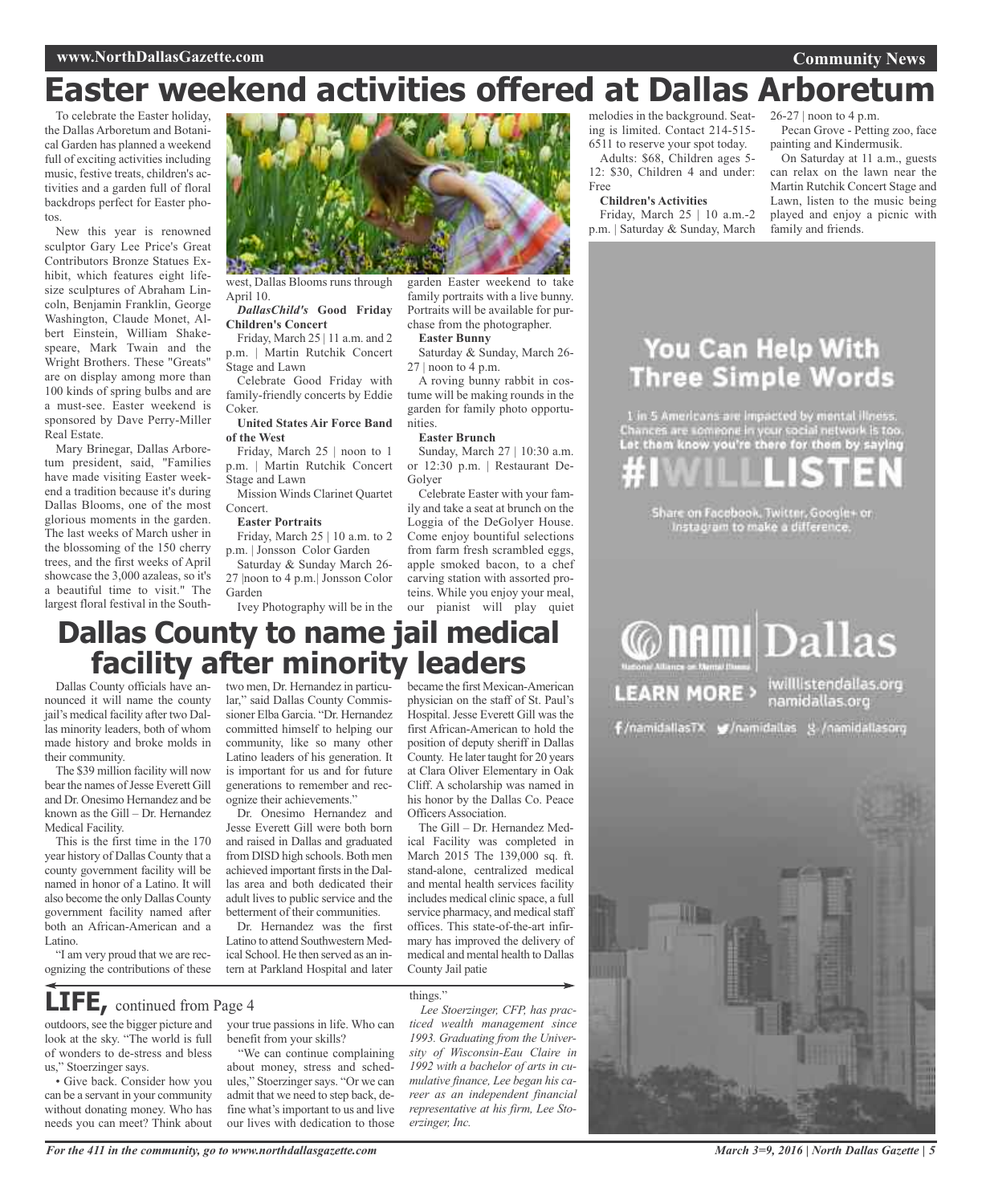# Easter weekend activities offered at Dallas Arboretum

To celebrate the Easter holiday, the Dallas Arboretum and Botanical Garden has planned a weekend full of exciting activities including music, festive treats, children's activities and a garden full of floral backdrops perfect for Easter photos.

New this year is renowned sculptor Gary Lee Price's Great Contributors Bronze Statues Exhibit, which features eight life-size sculptures of Abraham Lincoln, Benjamin Franklin, George Washington, Claude Monet, Albert Einstein, William Shakespeare, Mark Twain and the Wright Brothers. These "Greats" are on display among more than 100 kinds of spring bulbs and are a must-see. Easter weekend is sponsored by Dave Perry-Miller Real Estate.

Mary Brinegar, Dallas Arboretum president, said, "Families have made visiting Easter weekend a tradition because it's during Dallas Blooms, one of the most glorious moments in the garden. The last weeks of March usher in the blossoming of the 150 cherry trees, and the first weeks of April showcase the 3,000 azaleas, so it's a beautiful time to visit." The largest floral festival in the Southwest, Dallas Blooms runs through April 10.

***DallasChild's* Good Friday Children's Concert**

Friday, March 25 | 11 a.m. and 2 p.m. | Martin Rutchik Concert Stage and Lawn

Celebrate Good Friday with family-friendly concerts by Eddie Coker.

**United States Air Force Band of the West**

Friday, March 25 | noon to 1 p.m. | Martin Rutchik Concert Stage and Lawn

Mission Winds Clarinet Quartet Concert.

**Easter Portraits**

Friday, March 25 | 10 a.m. to 2 p.m. | Jonsson Color Garden

Saturday & Sunday March 26-27 |noon to 4 p.m.| Jonsson Color Garden

Ivey Photography will be in the garden Easter weekend to take family portraits with a live bunny. Portraits will be available for purchase from the photographer.

**Easter Bunny**

Saturday & Sunday, March 26-27 | noon to 4 p.m.

A roving bunny rabbit in costume will be making rounds in the garden for family photo opportunities.

**Easter Brunch**

Sunday, March 27 | 10:30 a.m. or 12:30 p.m. | Restaurant DeGolyer

Celebrate Easter with your family and take a seat at brunch on the Loggia of the DeGolyer House. Come enjoy bountiful selections from farm fresh scrambled eggs, apple smoked bacon, to a chef carving station with assorted proteins. While you enjoy your meal, our pianist will play quiet melodies in the background. Seating is limited. Contact 214-515-6511 to reserve your spot today.

Adults: $68, Children ages 5-12: $30, Children 4 and under: Free

**Children's Activities**

Friday, March 25 | 10 a.m.-2 p.m. | Saturday & Sunday, March 26-27 | noon to 4 p.m.

Pecan Grove - Petting zoo, face painting and Kindermusik.

On Saturday at 11 a.m., guests can relax on the lawn near the Martin Rutchik Concert Stage and Lawn, listen to the music being played and enjoy a picnic with family and friends.

# Dallas County to name jail medical facility after minority leaders

Dallas County officials have announced it will name the county jail's medical facility after two Dallas minority leaders, both of whom made history and broke molds in their community.

The $39 million facility will now bear the names of Jesse Everett Gill and Dr. Onesimo Hernandez and be known as the Gill – Dr. Hernandez Medical Facility.

This is the first time in the 170 year history of Dallas County that a county government facility will be named in honor of a Latino. It will also become the only Dallas County government facility named after both an African-American and a Latino.

"I am very proud that we are recognizing the contributions of these two men, Dr. Hernandez in particular," said Dallas County Commissioner Elba Garcia. "Dr. Hernandez committed himself to helping our community, like so many other Latino leaders of his generation. It is important for us and for future generations to remember and recognize their achievements."

Dr. Onesimo Hernandez and Jesse Everett Gill were both born and raised in Dallas and graduated from DISD high schools. Both men achieved important firsts in the Dallas area and both dedicated their adult lives to public service and the betterment of their communities.

Dr. Hernandez was the first Latino to attend Southwestern Medical School. He then served as an intern at Parkland Hospital and later became the first Mexican-American physician on the staff of St. Paul's Hospital. Jesse Everett Gill was the first African-American to hold the position of deputy sheriff in Dallas County. He later taught for 20 years at Clara Oliver Elementary in Oak Cliff. A scholarship was named in his honor by the Dallas Co. Peace Officers Association.

The Gill – Dr. Hernandez Medical Facility was completed in March 2015 The 139,000 sq. ft. stand-alone, centralized medical and mental health services facility includes medical clinic space, a full service pharmacy, and medical staff offices. This state-of-the-art infirmary has improved the delivery of medical and mental health to Dallas County Jail patie

## LIFE, continued from Page 4

outdoors, see the bigger picture and look at the sky. "The world is full of wonders to de-stress and bless us," Stoerzinger says.

• Give back. Consider how you can be a servant in your community without donating money. Who has needs you can meet? Think about your true passions in life. Who can benefit from your skills?

"We can continue complaining about money, stress and schedules," Stoerzinger says. "Or we can admit that we need to step back, define what's important to us and live our lives with dedication to those things."

*Lee Stoerzinger, CFP, has practiced wealth management since 1993. Graduating from the University of Wisconsin-Eau Claire in 1992 with a bachelor of arts in cumulative finance, Lee began his career as an independent financial representative at his firm, Lee Stoerzinger, Inc.*

You Can Help With Three Simple Words

1 in 5 Americans are impacted by mental illness. Chances are someone in your social network is too. Let them know you're there for them by saying

#IWILLLISTEN

Share on Facebook, Twitter, Google+ or Instagram to make a difference.

NAMI Dallas

National Alliance on Mental Illness

LEARN MORE > iwilllistendallas.org namidallas.org

/namidallasTX /namidallas /namidallasorg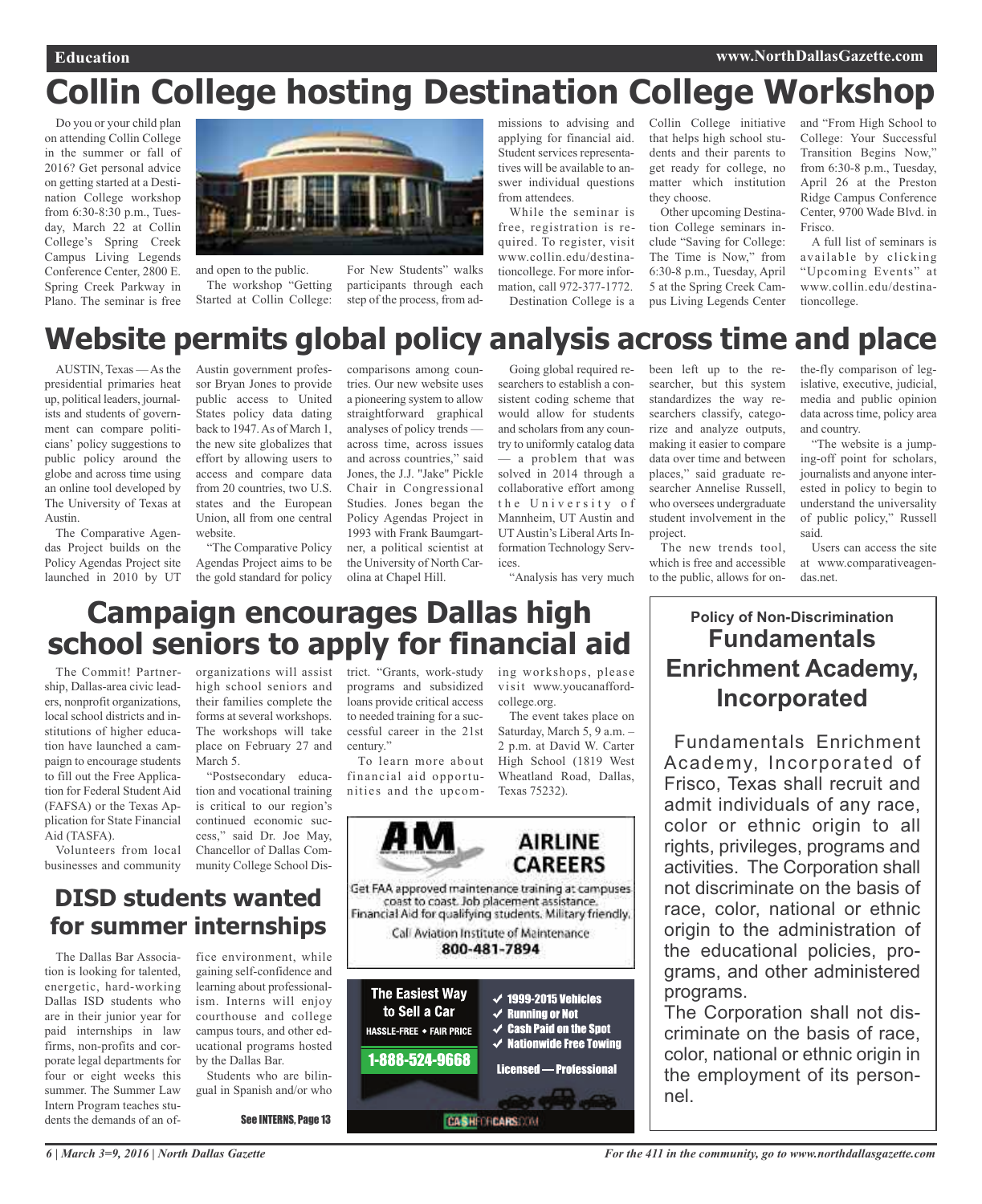# Collin College hosting Destination College Workshop

Do you or your child plan on attending Collin College in the summer or fall of 2016? Get personal advice on getting started at a Destination College workshop from 6:30-8:30 p.m., Tuesday, March 22 at Collin College's Spring Creek Campus Living Legends Conference Center, 2800 E. Spring Creek Parkway in Plano. The seminar is free and open to the public.

The workshop "Getting Started at Collin College: For New Students" walks participants through each step of the process, from admissions to advising and applying for financial aid. Student services representatives will be available to answer individual questions from attendees.

While the seminar is free, registration is required. To register, visit www.collin.edu/destinationcollege. For more information, call 972-377-1772.

Destination College is a Collin College initiative that helps high school students and their parents to get ready for college, no matter which institution they choose.

Other upcoming Destination College seminars include "Saving for College: The Time is Now," from 6:30-8 p.m., Tuesday, April 5 at the Spring Creek Campus Living Legends Center and "From High School to College: Your Successful Transition Begins Now," from 6:30-8 p.m., Tuesday, April 26 at the Preston Ridge Campus Conference Center, 9700 Wade Blvd. in Frisco.

A full list of seminars is available by clicking "Upcoming Events" at www.collin.edu/destinationcollege.

# Website permits global policy analysis across time and place

AUSTIN, Texas — As the presidential primaries heat up, political leaders, journalists and students of government can compare politicians' policy suggestions to public policy around the globe and across time using an online tool developed by The University of Texas at Austin.

The Comparative Agendas Project builds on the Policy Agendas Project site launched in 2010 by UT Austin government professor Bryan Jones to provide public access to United States policy data dating back to 1947. As of March 1, the new site globalizes that effort by allowing users to access and compare data from 20 countries, two U.S. states and the European Union, all from one central website.

"The Comparative Policy Agendas Project aims to be the gold standard for policy comparisons among countries. Our new website uses a pioneering system to allow straightforward graphical analyses of policy trends — across time, across issues and across countries," said Jones, the J.J. "Jake" Pickle Chair in Congressional Studies. Jones began the Policy Agendas Project in 1993 with Frank Baumgartner, a political scientist at the University of North Carolina at Chapel Hill.

Going global required researchers to establish a consistent coding scheme that would allow for students and scholars from any country to uniformly catalog data — a problem that was solved in 2014 through a collaborative effort among the University of Mannheim, UT Austin and UT Austin's Liberal Arts Information Technology Services.

"Analysis has very much been left up to the researcher, but this system standardizes the way researchers classify, categorize and analyze outputs, making it easier to compare data over time and between places," said graduate researcher Annelise Russell, who oversees undergraduate student involvement in the project.

The new trends tool, which is free and accessible to the public, allows for on-the-fly comparison of legislative, executive, judicial, media and public opinion data across time, policy area and country.

"The website is a jumping-off point for scholars, journalists and anyone interested in policy to begin to understand the universality of public policy," Russell said.

Users can access the site at www.comparativeagendas.net.

# Campaign encourages Dallas high school seniors to apply for financial aid

The Commit! Partnership, Dallas-area civic leaders, nonprofit organizations, local school districts and institutions of higher education have launched a campaign to encourage students to fill out the Free Application for Federal Student Aid (FAFSA) or the Texas Application for State Financial Aid (TASFA).

Volunteers from local businesses and community organizations will assist high school seniors and their families complete the forms at several workshops. The workshops will take place on February 27 and March 5.

"Postsecondary education and vocational training is critical to our region's continued economic success," said Dr. Joe May, Chancellor of Dallas Community College School District. "Grants, work-study programs and subsidized loans provide critical access to needed training for a successful career in the 21st century."

To learn more about financial aid opportunities and the upcoming workshops, please visit www.youcanaffordcollege.org.

The event takes place on Saturday, March 5, 9 a.m. – 2 p.m. at David W. Carter High School (1819 West Wheatland Road, Dallas, Texas 75232).

# DISD students wanted for summer internships

The Dallas Bar Association is looking for talented, energetic, hard-working Dallas ISD students who are in their junior year for paid internships in law firms, non-profits and corporate legal departments for four or eight weeks this summer. The Summer Law Intern Program teaches students the demands of an office environment, while gaining self-confidence and learning about professionalism. Interns will enjoy courthouse and college campus tours, and other educational programs hosted by the Dallas Bar.

Students who are bilingual in Spanish and/or who

See INTERNS, Page 13

**AM AIRLINE CAREERS**

Get FAA approved maintenance training at campuses coast to coast. Job placement assistance. Financial Aid for qualifying students. Military friendly.

Call Aviation Institute of Maintenance

**800-481-7894**

**The Easiest Way to Sell a Car**

HASSLE-FREE • FAIR PRICE

**1-888-524-9668**

- ✓ 1999-2015 Vehicles
- ✓ Running or Not
- ✓ Cash Paid on the Spot
- ✓ Nationwide Free Towing

Licensed — Professional

CASHFORCARS.COM

**Policy of Non-Discrimination**

## Fundamentals Enrichment Academy, Incorporated

Fundamentals Enrichment Academy, Incorporated of Frisco, Texas shall recruit and admit individuals of any race, color or ethnic origin to all rights, privileges, programs and activities. The Corporation shall not discriminate on the basis of race, color, national or ethnic origin to the administration of the educational policies, programs, and other administered programs.

The Corporation shall not discriminate on the basis of race, color, national or ethnic origin in the employment of its personnel.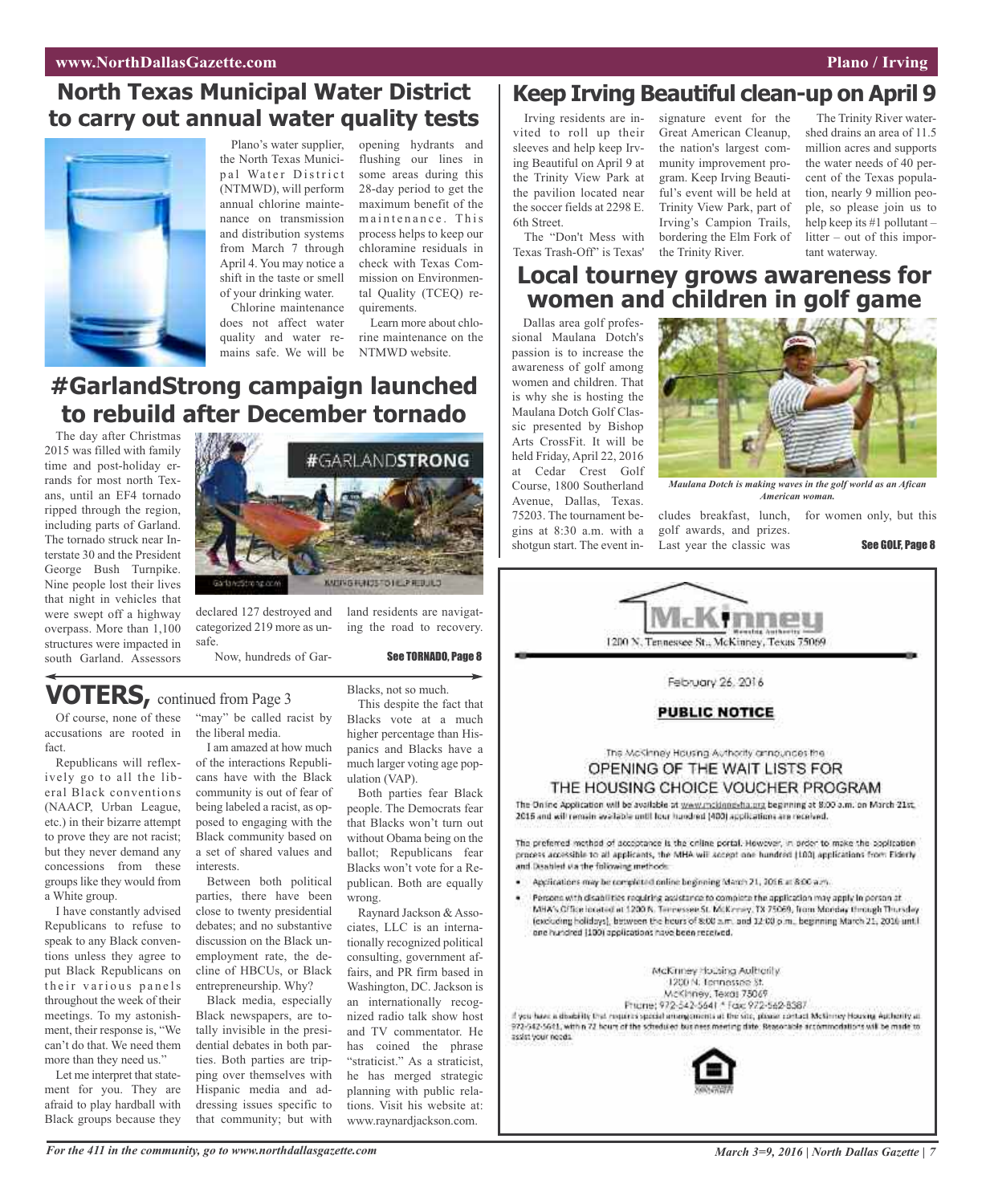## North Texas Municipal Water District to carry out annual water quality tests

Plano's water supplier, the North Texas Municipal Water District (NTMWD), will perform annual chlorine maintenance on transmission and distribution systems from March 7 through April 4. You may notice a shift in the taste or smell of your drinking water.

Chlorine maintenance does not affect water quality and water remains safe. We will be opening hydrants and flushing our lines in some areas during this 28-day period to get the maximum benefit of the maintenance. This process helps to keep our chloramine residuals in check with Texas Commission on Environmental Quality (TCEQ) requirements.

Learn more about chlorine maintenance on the NTMWD website.

## #GarlandStrong campaign launched to rebuild after December tornado

The day after Christmas 2015 was filled with family time and post-holiday errands for most north Texans, until an EF4 tornado ripped through the region, including parts of Garland. The tornado struck near Interstate 30 and the President George Bush Turnpike. Nine people lost their lives that night in vehicles that were swept off a highway overpass. More than 1,100 structures were impacted in south Garland. Assessors declared 127 destroyed and categorized 219 more as unsafe.

Now, hundreds of Garland residents are navigating the road to recovery.

**See TORNADO, Page 8**

## VOTERS, continued from Page 3

Of course, none of these accusations are rooted in fact.

Republicans will reflexively go to all the liberal Black conventions (NAACP, Urban League, etc.) in their bizarre attempt to prove they are not racist; but they never demand any concessions from these groups like they would from a White group.

I have constantly advised Republicans to refuse to speak to any Black conventions unless they agree to put Black Republicans on their various panels throughout the week of their meetings. To my astonishment, their response is, "We can't do that. We need them more than they need us."

Let me interpret that statement for you. They are afraid to play hardball with Black groups because they "may" be called racist by the liberal media.

I am amazed at how much of the interactions Republicans have with the Black community is out of fear of being labeled a racist, as opposed to engaging with the Black community based on a set of shared values and interests.

Between both political parties, there have been close to twenty presidential debates; and no substantive discussion on the Black unemployment rate, the decline of HBCUs, or Black entrepreneurship. Why?

Black media, especially Black newspapers, are totally invisible in the presidential debates in both parties. Both parties are tripping over themselves with Hispanic media and addressing issues specific to that community; but with Blacks, not so much.

This despite the fact that Blacks vote at a much higher percentage than Hispanics and Blacks have a much larger voting age population (VAP).

Both parties fear Black people. The Democrats fear that Blacks won't turn out without Obama being on the ballot; Republicans fear Blacks won't vote for a Republican. Both are equally wrong.

Raynard Jackson & Associates, LLC is an internationally recognized political consulting, government affairs, and PR firm based in Washington, DC. Jackson is an internationally recognized radio talk show host and TV commentator. He has coined the phrase "straticist." As a straticist, he has merged strategic planning with public relations. Visit his website at: www.raynardjackson.com.

## Keep Irving Beautiful clean-up on April 9

Irving residents are invited to roll up their sleeves and help keep Irving Beautiful on April 9 at the Trinity View Park at the pavilion located near the soccer fields at 2298 E. 6th Street.

The "Don't Mess with Texas Trash-Off" is Texas' signature event for the Great American Cleanup, the nation's largest community improvement program. Keep Irving Beautiful's event will be held at Trinity View Park, part of Irving's Campion Trails, bordering the Elm Fork of the Trinity River.

The Trinity River watershed drains an area of 11.5 million acres and supports the water needs of 40 percent of the Texas population, nearly 9 million people, so please join us to help keep its #1 pollutant – litter – out of this important waterway.

## Local tourney grows awareness for women and children in golf game

Dallas area golf professional Maulana Dotch's passion is to increase the awareness of golf among women and children. That is why she is hosting the Maulana Dotch Golf Classic presented by Bishop Arts CrossFit. It will be held Friday, April 22, 2016 at Cedar Crest Golf Course, 1800 Southerland Avenue, Dallas, Texas. 75203. The tournament begins at 8:30 a.m. with a shotgun start. The event includes breakfast, lunch, golf awards, and prizes. Last year the classic was for women only, but this

*Maulana Dotch is making waves in the golf world as an Afican American woman.*

**See GOLF, Page 8**

---

**McKinney Housing Authority**
1200 N. Tennessee St., McKinney, Texas 75069

February 26, 2016

**PUBLIC NOTICE**

The McKinney Housing Authority announces the

OPENING OF THE WAIT LISTS FOR THE HOUSING CHOICE VOUCHER PROGRAM

The Online Application will be available at www.mckinneyha.org beginning at 8:00 a.m. on March 21st, 2016 and will remain available until four hundred (400) applications are received.

The preferred method of acceptance is the online portal. However, in order to make the application process accessible to all applicants, the MHA will accept one hundred (100) applications from Elderly and Disabled via the following methods:

- Applications may be completed online beginning March 21, 2016 at 8:00 a.m.
- Persons with disabilities requiring assistance to complete the application may apply in person at MHA's Office located at 1200 N. Tennessee St. McKinney, TX 75069, from Monday through Thursday (excluding holidays), between the hours of 8:00 a.m. and 12:00 p.m., beginning March 21, 2016 until one hundred (100) applications have been received.

McKinney Housing Authority
1200 N. Tennessee St.
McKinney, Texas 75069
Phone: 972-542-5641 * Fax: 972-542-8387

If you have a disability that requires special arrangements at the site, please contact McKinney Housing Authority at 972-542-5641, within 72 hours of the scheduled business meeting date. Reasonable accommodations will be made to assist your needs.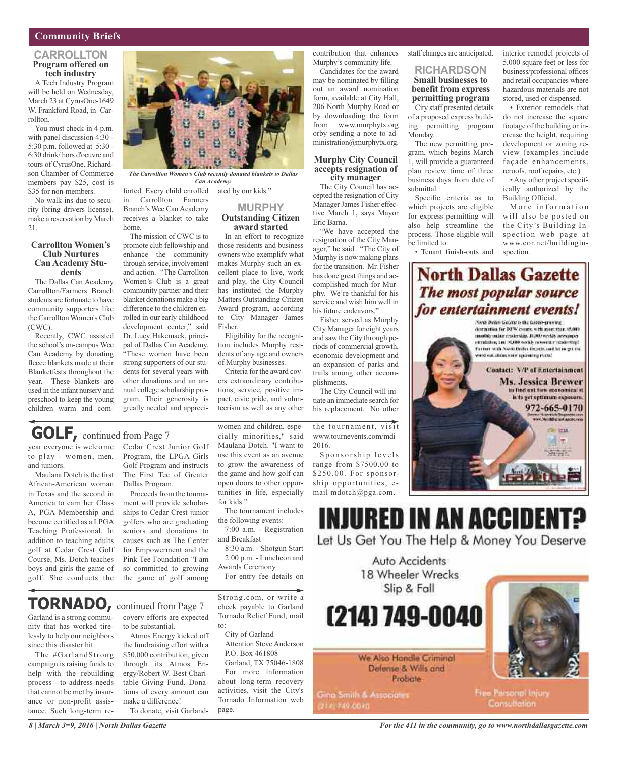## Community Briefs

### CARROLLTON

#### Program offered on tech industry

A Tech Industry Program will be held on Wednesday, March 23 at CyrusOne-1649 W. Frankford Road, in Carrollton.

You must check-in 4 p.m. with panel discussion 4:30 - 5:30 p.m. followed at 5:30 - 6:30 drink/ hors d'oeuvre and tours of CyrusOne. Richardson Chamber of Commerce members pay $25, cost is $35 for non-members.

No walk-ins due to security (bring drivers license), make a reservation by March 21.

#### Carrollton Women's Club Nurtures Can Academy Students

The Dallas Can Academy Carrollton/Farmers Branch students are fortunate to have community supporters like the Carrollton Women's Club (CWC).

Recently, CWC assisted the school's on-campus Wee Can Academy by donating fleece blankets made at their Blanketfests throughout the year. These blankets are used in the infant nursery and preschool to keep the young children warm and comforted. Every child enrolled in Carrollton Farmers Branch's Wee Can Academy receives a blanket to take home.

*The Carrollton Women's Club recently donated blankets to Dallas Can Academy.*

The mission of CWC is to promote club fellowship and enhance the community through service, involvement and action. "The Carrollton Women's Club is a great community partner and their blanket donations make a big difference to the children enrolled in our early childhood development center," said Dr. Lucy Hakemack, principal of Dallas Can Academy. "These women have been strong supporters of our students for several years with other donations and an annual college scholarship program. Their generosity is greatly needed and appreciated by our kids."

### MURPHY

#### Outstanding Citizen award started

In an effort to recognize those residents and business owners who exemplify what makes Murphy such an excellent place to live, work and play, the City Council has instituted the Murphy Matters Outstanding Citizen Award program, according to City Manager James Fisher.

Eligibility for the recognition includes Murphy residents of any age and owners of Murphy businesses.

Criteria for the award covers extraordinary contributions, service, positive impact, civic pride, and volunteerism as well as any other contribution that enhances Murphy's community life.

Candidates for the award may be nominated by filling out an award nomination form, available at City Hall, 206 North Murphy Road or by downloading the form from www.murphytx.org orby sending a note to administration@murphytx.org.

#### Murphy City Council accepts resignation of city manager

The City Council has accepted the resignation of City Manager James Fisher effective March 1, says Mayor Eric Barna.

"We have accepted the resignation of the City Manager," he said. "The City of Murphy is now making plans for the transition. Mr. Fisher has done great things and accomplished much for Murphy. We're thankful for his service and wish him well in his future endeavors."

Fisher served as Murphy City Manager for eight years and saw the City through periods of commercial growth, economic development and an expansion of parks and trails among other accomplishments.

The City Council will initiate an immediate search for his replacement. No other staff changes are anticipated.

### RICHARDSON

#### Small businesses to benefit from express permitting program

City staff presented details of a proposed express building permitting program Monday.

The new permitting program, which begins March 1, will provide a guaranteed plan review time of three business days from date of submittal.

Specific criteria as to which projects are eligible for express permitting will also help streamline the process. Those eligible will be limited to:

- Tenant finish-outs and interior remodel projects of 5,000 square feet or less for business/professional offices and retail occupancies where hazardous materials are not stored, used or dispensed.
- Exterior remodels that do not increase the square footage of the building or increase the height, requiring development or zoning review (examples include façade enhancements, reroofs, roof repairs, etc.)
- Any other project specifically authorized by the Building Official.

More information will also be posted on the City's Building Inspection web page at www.cor.net/buildinginspection.

## GOLF, continued from Page 7

year everyone is welcome to play - women, men, and juniors.

Maulana Dotch is the first African-American woman in Texas and the second in America to earn her Class A, PGA Membership and become certified as a LPGA Teaching Professional. In addition to teaching adults golf at Cedar Crest Golf Course, Ms. Dotch teaches boys and girls the game of golf. She conducts the Cedar Crest Junior Golf Program, the LPGA Girls Golf Program and instructs The First Tee of Greater Dallas Program.

Proceeds from the tournament will provide scholarships to Cedar Crest junior golfers who are graduating seniors and donations to causes such as The Center for Empowerment and the Pink Tee Foundation "I am so committed to growing the game of golf among women and children, especially minorities," said Maulana Dotch. "I want to use this event as an avenue to grow the awareness of the game and how golf can open doors to other opportunities in life, especially for kids."

The tournament includes the following events:

7:00 a.m. - Registration and Breakfast

8:30 a.m. - Shotgun Start

2:00 p.m. - Luncheon and Awards Ceremony

For entry fee details on the tournament, visit www.tournevents.com/mdi 2016.

Sponsorship levels range from $7500.00 to $250.00. For sponsorship opportunities, e-mail mdotch@pga.com.

## TORNADO, continued from Page 7

Garland is a strong community that has worked tirelessly to help our neighbors since this disaster hit.

The #GarlandStrong campaign is raising funds to help with the rebuilding process - to address needs that cannot be met by insurance or non-profit assistance. Such long-term recovery efforts are expected to be substantial.

Atmos Energy kicked off the fundraising effort with a $50,000 contribution, given through its Atmos Energy/Robert W. Best Charitable Giving Fund. Donations of every amount can make a difference!

To donate, visit GarlandStrong.com, or write a check payable to Garland Tornado Relief Fund, mail to:

City of Garland
Attention Steve Anderson
P.O. Box 461808
Garland, TX 75046-1808

For more information about long-term recovery activities, visit the City's Tornado Information web page.

---

**North Dallas Gazette**
*The most popular source for entertainment events!*

North Dallas Gazette is the fastest-growing destination for DFW events, with more than 15,000 monthly online readership, 10,000 weekly newspaper circulation, and 50,000 weekly newsletter readership! Partner with North Dallas Gazette, and let us get the word out about your upcoming event!

Contact: VP of Entertainment
**Ms. Jessica Brewer**
to find out how economical it is to get optimum exposure.
**972-665-0170**

---

**INJURED IN AN ACCIDENT?**
Let Us Get You The Help & Money You Deserve

Auto Accidents
18 Wheeler Wrecks
Slip & Fall

**(214) 749-0040**

We Also Handle Criminal Defense & Wills and Probate

Gina Smith & Associates
(214) 749-0040

Free Personal Injury Consultation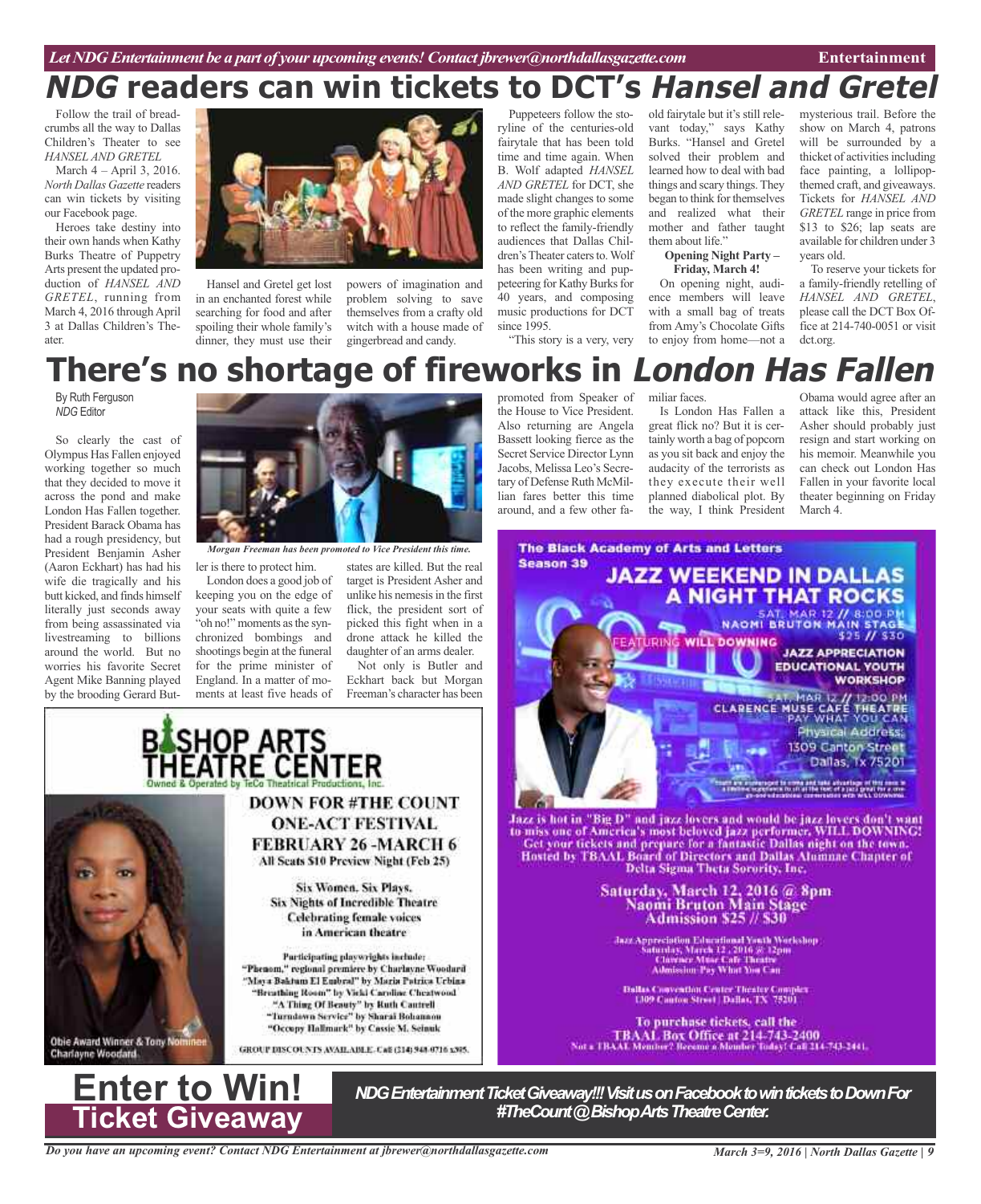# NDG readers can win tickets to DCT's *Hansel and Gretel*

Follow the trail of breadcrumbs all the way to Dallas Children's Theater to see *HANSEL AND GRETEL* March 4 – April 3, 2016. *North Dallas Gazette* readers can win tickets by visiting our Facebook page.

Heroes take destiny into their own hands when Kathy Burks Theatre of Puppetry Arts present the updated production of *HANSEL AND GRETEL*, running from March 4, 2016 through April 3 at Dallas Children's Theater.

Hansel and Gretel get lost in an enchanted forest while searching for food and after spoiling their whole family's dinner, they must use their powers of imagination and problem solving to save themselves from a crafty old witch with a house made of gingerbread and candy.

Puppeteers follow the storyline of the centuries-old fairytale that has been told time and time again. When B. Wolf adapted *HANSEL AND GRETEL* for DCT, she made slight changes to some of the more graphic elements to reflect the family-friendly audiences that Dallas Children's Theater caters to. Wolf has been writing and puppeteering for Kathy Burks for 40 years, and composing music productions for DCT since 1995.

"This story is a very, very old fairytale but it's still relevant today," says Kathy Burks. "Hansel and Gretel solved their problem and learned how to deal with bad things and scary things. They began to think for themselves and realized what their mother and father taught them about life."

**Opening Night Party – Friday, March 4!**

On opening night, audience members will leave with a small bag of treats from Amy's Chocolate Gifts to enjoy from home—not a mysterious trail. Before the show on March 4, patrons will be surrounded by a thicket of activities including face painting, a lollipop-themed craft, and giveaways. Tickets for *HANSEL AND GRETEL* range in price from $13 to $26; lap seats are available for children under 3 years old.

To reserve your tickets for a family-friendly retelling of *HANSEL AND GRETEL*, please call the DCT Box Office at 214-740-0051 or visit dct.org.

# There's no shortage of fireworks in *London Has Fallen*

By Ruth Ferguson
*NDG* Editor

So clearly the cast of Olympus Has Fallen enjoyed working together so much that they decided to move it across the pond and make London Has Fallen together. President Barack Obama has had a rough presidency, but President Benjamin Asher (Aaron Eckhart) has had his wife die tragically and his butt kicked, and finds himself literally just seconds away from being assassinated via livestreaming to billions around the world. But no worries his favorite Secret Agent Mike Banning played by the brooding Gerard Butler is there to protect him.

*Morgan Freeman has been promoted to Vice President this time.*

London does a good job of keeping you on the edge of your seats with quite a few "oh no!" moments as the synchronized bombings and shootings begin at the funeral for the prime minister of England. In a matter of moments at least five heads of states are killed. But the real target is President Asher and unlike his nemesis in the first flick, the president sort of picked this fight when in a drone attack he killed the daughter of an arms dealer.

Not only is Butler and Eckhart back but Morgan Freeman's character has been promoted from Speaker of the House to Vice President. Also returning are Angela Bassett looking fierce as the Secret Service Director Lynn Jacobs, Melissa Leo's Secretary of Defense Ruth McMillian fares better this time around, and a few other familiar faces.

Is London Has Fallen a great flick no? But it is certainly worth a bag of popcorn as you sit back and enjoy the audacity of the terrorists as they execute their well planned diabolical plot. By the way, I think President Obama would agree after an attack like this, President Asher should probably just resign and start working on his memoir. Meanwhile you can check out London Has Fallen in your favorite local theater beginning on Friday March 4.

## The Black Academy of Arts and Letters Season 39

### JAZZ WEEKEND IN DALLAS
### A NIGHT THAT ROCKS

FEATURING WILL DOWNING

SAT. MAR 12 // 8:00 PM
NAOMI BRUTON MAIN STAGE
$25 // $30

JAZZ APPRECIATION EDUCATIONAL YOUTH WORKSHOP
SAT. MAR 12 // 12:00 PM
CLARENCE MUSE CAFE THEATRE
PAY WHAT YOU CAN

Physical Address: 1309 Canton Street Dallas, Tx 75201

Jazz is hot in "Big D" and jazz lovers and would be jazz lovers don't want to miss one of America's most beloved jazz performer, WILL DOWNING! Get your tickets and prepare for a fantastic Dallas night on the town. Hosted by TBAAL Board of Directors and Dallas Alumnae Chapter of Delta Sigma Theta Sorority, Inc.

**Saturday, March 12, 2016 @ 8pm**
**Naomi Bruton Main Stage**
**Admission $25 // $30**

Jazz Appreciation Educational Youth Workshop
Saturday, March 12, 2016 @ 12pm
Clarence Muse Cafe Theatre
Admission-Pay What You Can

Dallas Convention Center Theater Complex
1309 Canton Street | Dallas, TX 75201

To purchase tickets, call the TBAAL Box Office at 214-743-2400
Not a TBAAL Member? Become a Member Today! Call 214-743-2441.

## BISHOP ARTS THEATRE CENTER
Owned & Operated by TeCo Theatrical Productions, Inc.

**DOWN FOR #THE COUNT**
**ONE-ACT FESTIVAL**
**FEBRUARY 26 - MARCH 6**
All Seats $10 Preview Night (Feb 25)

Six Women. Six Plays.
Six Nights of Incredible Theatre
Celebrating female voices in American theatre

Participating playwrights include:
"Phenom," regional premiere by Charlayne Woodard
"Maya Baktum El Embral" by Maria Patrica Urbina
"Breathing Room" by Vicki Caroline Cheatwood
"A Thing Of Beauty" by Ruth Cantrell
"Turndown Service" by Sharai Bohannon
"Occupy Hallmark" by Cassie M. Seinuk

GROUP DISCOUNTS AVAILABLE. Call (214) 948-0716 x305.

Obie Award Winner & Tony Nominee Charlayne Woodard

## Enter to Win! Ticket Giveaway

***NDG Entertainment Ticket Giveaway!!! Visit us on Facebook to win tickets to Down For #TheCount @ Bishop Arts Theatre Center.***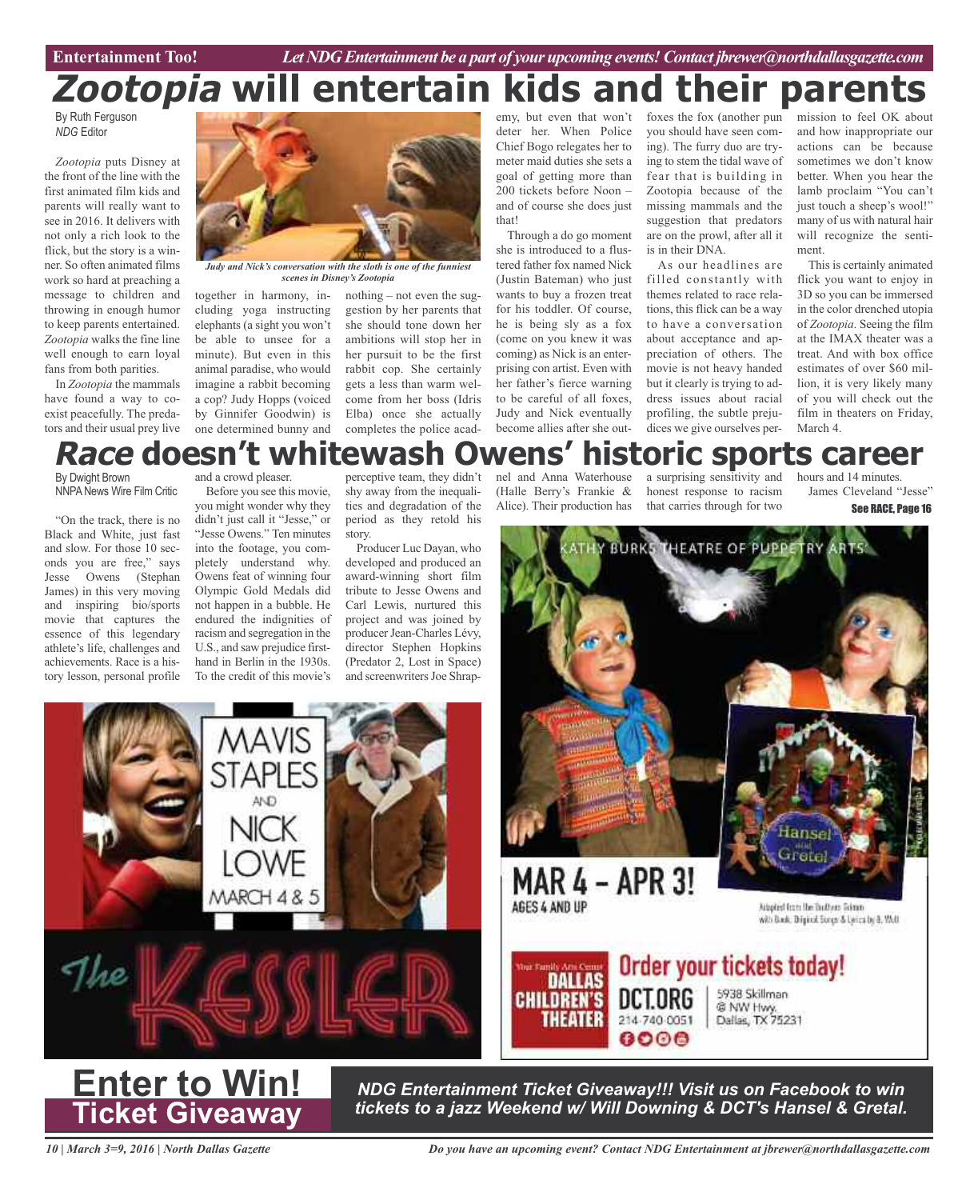Entertainment Too! *Let NDG Entertainment be a part of your upcoming events! Contact jbrewer@northdallasgazette.com*

# *Zootopia* will entertain kids and their parents

By Ruth Ferguson
*NDG* Editor

*Zootopia* puts Disney at the front of the line with the first animated film kids and parents will really want to see in 2016. It delivers with not only a rich look to the flick, but the story is a winner. So often animated films work so hard at preaching a message to children and throwing in enough humor to keep parents entertained. *Zootopia* walks the fine line well enough to earn loyal fans from both parities.

In *Zootopia* the mammals have found a way to coexist peacefully. The predators and their usual prey live together in harmony, including yoga instructing elephants (a sight you won't be able to unsee for a minute). But even in this animal paradise, who would imagine a rabbit becoming a cop? Judy Hopps (voiced by Ginnifer Goodwin) is one determined bunny and nothing – not even the suggestion by her parents that she should tone down her ambitions will stop her in her pursuit to be the first rabbit cop. She certainly gets a less than warm welcome from her boss (Idris Elba) once she actually completes the police academy, but even that won't deter her. When Police Chief Bogo relegates her to meter maid duties she sets a goal of getting more than 200 tickets before Noon – and of course she does just that!

*Judy and Nick's conversation with the sloth is one of the funniest scenes in Disney's Zootopia*

Through a do go moment she is introduced to a flustered father fox named Nick (Justin Bateman) who just wants to buy a frozen treat for his toddler. Of course, he is being sly as a fox (come on you knew it was coming) as Nick is an enterprising con artist. Even with her father's fierce warning to be careful of all foxes, Judy and Nick eventually become allies after she outfoxes the fox (another pun you should have seen coming). The furry duo are trying to stem the tidal wave of fear that is building in Zootopia because of the missing mammals and the suggestion that predators are on the prowl, after all it is in their DNA.

As our headlines are filled constantly with themes related to race relations, this flick can be a way to have a conversation about acceptance and appreciation of others. The movie is not heavy handed but it clearly is trying to address issues about racial profiling, the subtle prejudices we give ourselves permission to feel OK about and how inappropriate our actions can be because sometimes we don't know better. When you hear the lamb proclaim "You can't just touch a sheep's wool!" many of us with natural hair will recognize the sentiment.

This is certainly animated flick you want to enjoy in 3D so you can be immersed in the color drenched utopia of *Zootopia*. Seeing the film at the IMAX theater was a treat. And with box office estimates of over $60 million, it is very likely many of you will check out the film in theaters on Friday, March 4.

# *Race* doesn't whitewash Owens' historic sports career

By Dwight Brown
NNPA News Wire Film Critic

"On the track, there is no Black and White, just fast and slow. For those 10 seconds you are free," says Jesse Owens (Stephan James) in this very moving and inspiring bio/sports movie that captures the essence of this legendary athlete's life, challenges and achievements. Race is a history lesson, personal profile and a crowd pleaser.

Before you see this movie, you might wonder why they didn't just call it "Jesse," or "Jesse Owens." Ten minutes into the footage, you completely understand why. Owens feat of winning four Olympic Gold Medals did not happen in a bubble. He endured the indignities of racism and segregation in the U.S., and saw prejudice first-hand in Berlin in the 1930s. To the credit of this movie's perceptive team, they didn't shy away from the inequalities and degradation of the period as they retold his story.

Producer Luc Dayan, who developed and produced an award-winning short film tribute to Jesse Owens and Carl Lewis, nurtured this project and was joined by producer Jean-Charles Lévy, director Stephen Hopkins (Predator 2, Lost in Space) and screenwriters Joe Shrapnel and Anna Waterhouse (Halle Berry's Frankie & Alice). Their production has a surprising sensitivity and honest response to racism that carries through for two hours and 14 minutes.

James Cleveland "Jesse"

See RACE, Page 16

# Enter to Win!
## Ticket Giveaway

***NDG Entertainment Ticket Giveaway!!! Visit us on Facebook to win tickets to a jazz Weekend w/ Will Downing & DCT's Hansel & Gretal.***

*Do you have an upcoming event? Contact NDG Entertainment at jbrewer@northdallasgazette.com*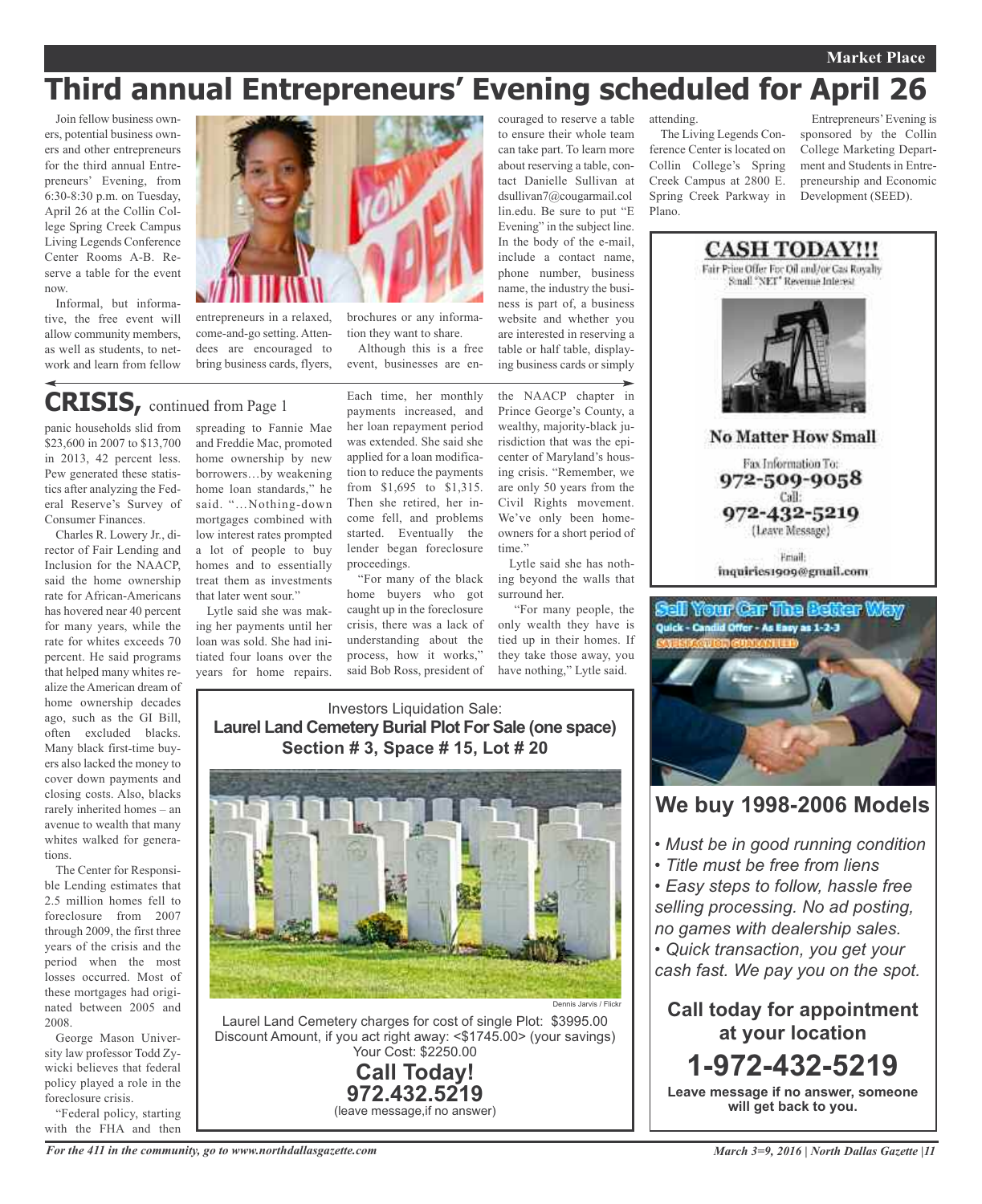# Third annual Entrepreneurs' Evening scheduled for April 26

Join fellow business owners, potential business owners and other entrepreneurs for the third annual Entrepreneurs' Evening, from 6:30-8:30 p.m. on Tuesday, April 26 at the Collin College Spring Creek Campus Living Legends Conference Center Rooms A-B. Reserve a table for the event now.

Informal, but informative, the free event will allow community members, as well as students, to network and learn from fellow entrepreneurs in a relaxed, come-and-go setting. Attendees are encouraged to bring business cards, flyers, brochures or any information they want to share.

Although this is a free event, businesses are encouraged to reserve a table to ensure their whole team can take part. To learn more about reserving a table, contact Danielle Sullivan at dsullivan7@cougarmail.collin.edu. Be sure to put "E Evening" in the subject line. In the body of the e-mail, include a contact name, phone number, business name, the industry the business is part of, a business website and whether you are interested in reserving a table or half table, displaying business cards or simply attending.

The Living Legends Conference Center is located on Collin College's Spring Creek Campus at 2800 E. Spring Creek Parkway in Plano.

Entrepreneurs' Evening is sponsored by the Collin College Marketing Department and Students in Entrepreneurship and Economic Development (SEED).

## CRISIS, continued from Page 1

panic households slid from $23,600 in 2007 to $13,700 in 2013, 42 percent less. Pew generated these statistics after analyzing the Federal Reserve's Survey of Consumer Finances.

Charles R. Lowery Jr., director of Fair Lending and Inclusion for the NAACP, said the home ownership rate for African-Americans has hovered near 40 percent for many years, while the rate for whites exceeds 70 percent. He said programs that helped many whites realize the American dream of home ownership decades ago, such as the GI Bill, often excluded blacks. Many black first-time buyers also lacked the money to cover down payments and closing costs. Also, blacks rarely inherited homes – an avenue to wealth that many whites walked for generations.

The Center for Responsible Lending estimates that 2.5 million homes fell to foreclosure from 2007 through 2009, the first three years of the crisis and the period when the most losses occurred. Most of these mortgages had originated between 2005 and 2008.

George Mason University law professor Todd Zywicki believes that federal policy played a role in the foreclosure crisis.

"Federal policy, starting with the FHA and then spreading to Fannie Mae and Freddie Mac, promoted home ownership by new borrowers…by weakening home loan standards," he said. "…Nothing-down mortgages combined with low interest rates prompted a lot of people to buy homes and to essentially treat them as investments that later went sour."

Lytle said she was making her payments until her loan was sold. She had initiated four loans over the years for home repairs. Each time, her monthly payments increased, and her loan repayment period was extended. She said she applied for a loan modification to reduce the payments from $1,695 to $1,315. Then she retired, her income fell, and problems started. Eventually the lender began foreclosure proceedings.

"For many of the black home buyers who got caught up in the foreclosure crisis, there was a lack of understanding about the process, how it works," said Bob Ross, president of the NAACP chapter in Prince George's County, a wealthy, majority-black jurisdiction that was the epicenter of Maryland's housing crisis. "Remember, we are only 50 years from the Civil Rights movement. We've only been homeowners for a short period of time."

Lytle said she has nothing beyond the walls that surround her.

"For many people, the only wealth they have is tied up in their homes. If they take those away, you have nothing," Lytle said.

---

Investors Liquidation Sale:
**Laurel Land Cemetery Burial Plot For Sale (one space)**
**Section # 3, Space # 15, Lot # 20**

Dennis Jarvis / Flickr

Laurel Land Cemetery charges for cost of single Plot: $3995.00
Discount Amount, if you act right away: <$1745.00> (your savings)
Your Cost: $2250.00

**Call Today!**
**972.432.5219**
(leave message,if no answer)

---

**CASH TODAY!!!**
Fair Price Offer For Oil and/or Gas Royalty
Small "NET" Revenue Interest

**No Matter How Small**

Fax Information To:
**972-509-9058**
Call:
**972-432-5219**
(Leave Message)

Email:
inquiries1909@gmail.com

---

**Sell Your Car The Better Way**
Quick - Candid Offer - As Easy as 1-2-3
SATISFACTION GUARANTEED

## We buy 1998-2006 Models

- *Must be in good running condition*
- *Title must be free from liens*
- *Easy steps to follow, hassle free selling processing. No ad posting, no games with dealership sales.*
- *Quick transaction, you get your cash fast. We pay you on the spot.*

**Call today for appointment at your location**
**1-972-432-5219**
**Leave message if no answer, someone will get back to you.**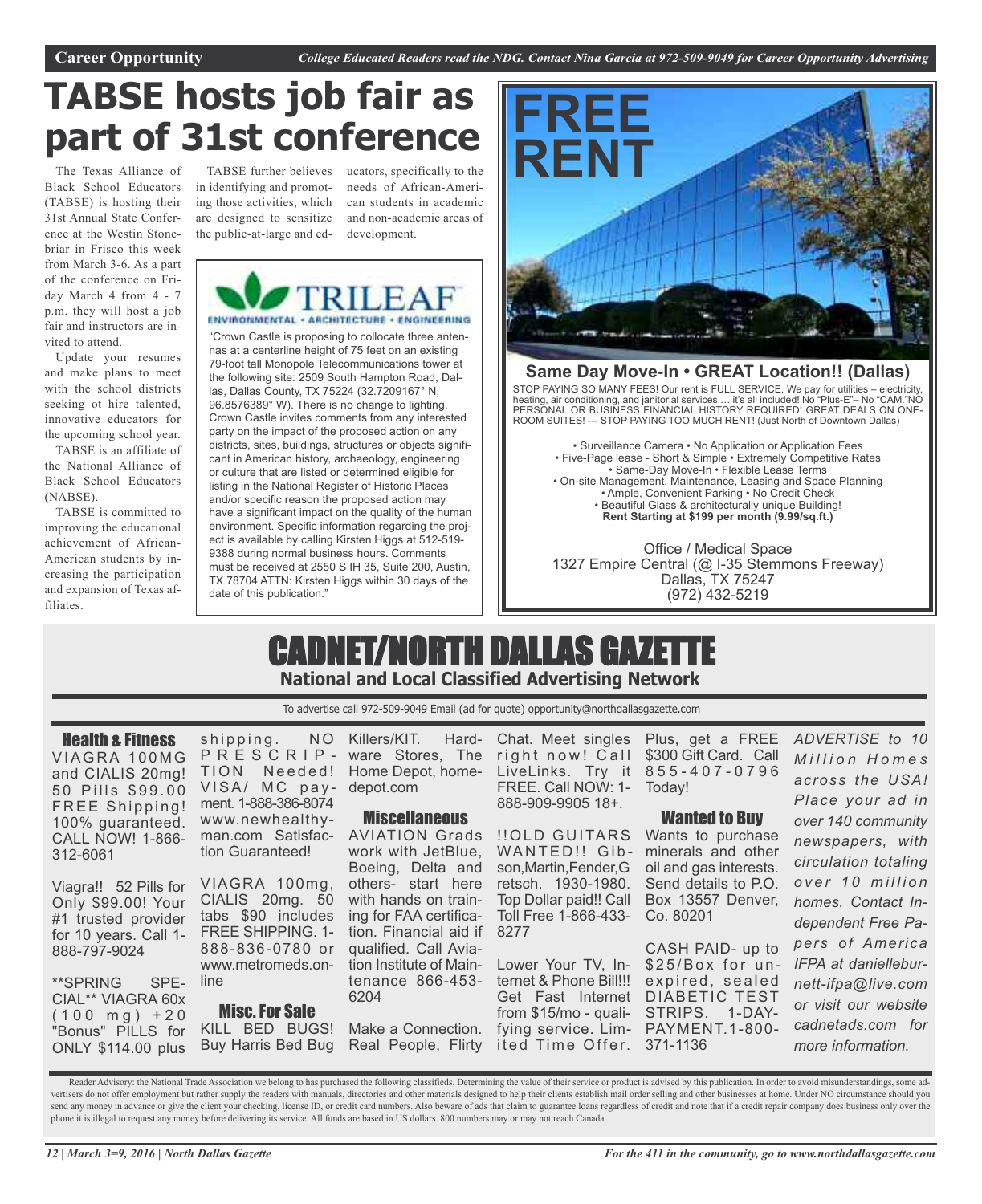Career Opportunity — *College Educated Readers read the NDG. Contact Nina Garcia at 972-509-9049 for Career Opportunity Advertising*

# TABSE hosts job fair as part of 31st conference

The Texas Alliance of Black School Educators (TABSE) is hosting their 31st Annual State Conference at the Westin Stonebriar in Frisco this week from March 3-6. As a part of the conference on Friday March 4 from 4 - 7 p.m. they will host a job fair and instructors are invited to attend.

Update your resumes and make plans to meet with the school districts seeking ot hire talented, innovative educators for the upcoming school year.

TABSE is an affiliate of the National Alliance of Black School Educators (NABSE).

TABSE is committed to improving the educational achievement of African-American students by increasing the participation and expansion of Texas affiliates.

TABSE further believes in identifying and promoting those activities, which are designed to sensitize the public-at-large and educators, specifically to the needs of African-American students in academic and non-academic areas of development.

---

**TRILEAF**
ENVIRONMENTAL • ARCHITECTURE • ENGINEERING

"Crown Castle is proposing to collocate three antennas at a centerline height of 75 feet on an existing 79-foot tall Monopole Telecommunications tower at the following site: 2509 South Hampton Road, Dallas, Dallas County, TX 75224 (32.7209167° N, 96.8576389° W). There is no change to lighting. Crown Castle invites comments from any interested party on the impact of the proposed action on any districts, sites, buildings, structures or objects significant in American history, archaeology, engineering or culture that are listed or determined eligible for listing in the National Register of Historic Places and/or specific reason the proposed action may have a significant impact on the quality of the human environment. Specific information regarding the project is available by calling Kirsten Higgs at 512-519-9388 during normal business hours. Comments must be received at 2550 S IH 35, Suite 200, Austin, TX 78704 ATTN: Kirsten Higgs within 30 days of the date of this publication."

---

# FREE RENT

**Same Day Move-In • GREAT Location!! (Dallas)**

STOP PAYING SO MANY FEES! Our rent is FULL SERVICE. We pay for utilities – electricity, heating, air conditioning, and janitorial services … it's all included! No "Plus-E"– No "CAM."NO PERSONAL OR BUSINESS FINANCIAL HISTORY REQUIRED! GREAT DEALS ON ONE-ROOM SUITES! --- STOP PAYING TOO MUCH RENT! (Just North of Downtown Dallas)

• Surveillance Camera • No Application or Application Fees
• Five-Page lease - Short & Simple • Extremely Competitive Rates
• Same-Day Move-In • Flexible Lease Terms
• On-site Management, Maintenance, Leasing and Space Planning
• Ample, Convenient Parking • No Credit Check
• Beautiful Glass & architecturally unique Building!
**Rent Starting at $199 per month (9.99/sq.ft.)**

Office / Medical Space
1327 Empire Central (@ I-35 Stemmons Freeway)
Dallas, TX 75247
(972) 432-5219

---

# CADNET/NORTH DALLAS GAZETTE

**National and Local Classified Advertising Network**

To advertise call 972-509-9049 Email (ad for quote) opportunity@northdallasgazette.com

### Health & Fitness

VIAGRA 100MG and CIALIS 20mg! 50 Pills $99.00 FREE Shipping! 100% guaranteed. CALL NOW! 1-866-312-6061

Viagra!! 52 Pills for Only $99.00! Your #1 trusted provider for 10 years. Call 1-888-797-9024

**SPRING SPECIAL** VIAGRA 60x (100 mg) +20 "Bonus" PILLS for ONLY $114.00 plus shipping. NO PRESCRIPTION Needed! VISA/ MC payment. 1-888-386-8074 www.newhealthyman.com Satisfaction Guaranteed!

VIAGRA 100mg, CIALIS 20mg. 50 tabs $90 includes FREE SHIPPING. 1-888-836-0780 or www.metromeds.online

### Misc. For Sale

KILL BED BUGS! Buy Harris Bed Bug Killers/KIT. Hardware Stores, The Home Depot, homedepot.com

### Miscellaneous

AVIATION Grads work with JetBlue, Boeing, Delta and others- start here with hands on training for FAA certification. Financial aid if qualified. Call Aviation Institute of Maintenance 866-453-6204

Make a Connection. Real People, Flirty Chat. Meet singles right now! Call LiveLinks. Try it FREE. Call NOW: 1-888-909-9905 18+.

!!OLD GUITARS WANTED!! Gibson,Martin,Fender,Gretsch. 1930-1980. Top Dollar paid!! Call Toll Free 1-866-433-8277

Lower Your TV, Internet & Phone Bill!!! Get Fast Internet from $15/mo - qualifying service. Limited Time Offer. Plus, get a FREE $300 Gift Card. Call 855-407-0796 Today!

### Wanted to Buy

Wants to purchase minerals and other oil and gas interests. Send details to P.O. Box 13557 Denver, Co. 80201

CASH PAID- up to $25/Box for unexpired, sealed DIABETIC TEST STRIPS. 1-DAY-PAYMENT.1-800-371-1136

*ADVERTISE to 10 Million Homes across the USA! Place your ad in over 140 community newspapers, with circulation totaling over 10 million homes. Contact Independent Free Papers of America IFPA at danielleburnett-ifpa@live.com or visit our website cadnetads.com for more information.*

Reader Advisory: the National Trade Association we belong to has purchased the following classifieds. Determining the value of their service or product is advised by this publication. In order to avoid misunderstandings, some advertisers do not offer employment but rather supply the readers with manuals, directories and other materials designed to help their clients establish mail order selling and other businesses at home. Under NO circumstance should you send any money in advance or give the client your checking, license ID, or credit card numbers. Also beware of ads that claim to guarantee loans regardless of credit and note that if a credit repair company does business only over the phone it is illegal to request any money before delivering its service. All funds are based in US dollars. 800 numbers may or may not reach Canada.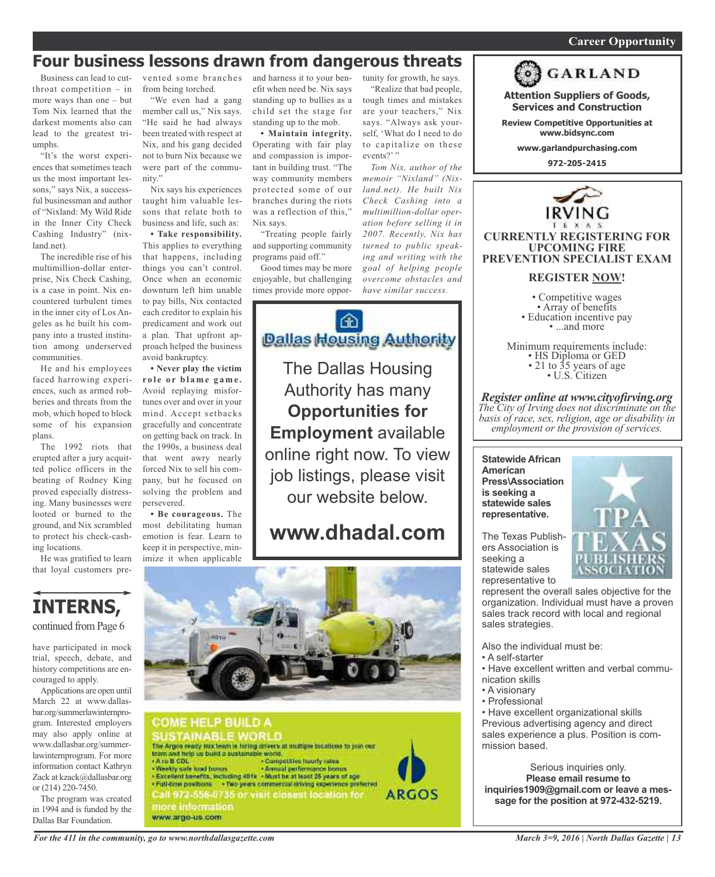# Four business lessons drawn from dangerous threats

Business can lead to cutthroat competition – in more ways than one – but Tom Nix learned that the darkest moments also can lead to the greatest triumphs.

"It's the worst experiences that sometimes teach us the most important lessons," says Nix, a successful businessman and author of "Nixland: My Wild Ride in the Inner City Check Cashing Industry" (nixland.net).

The incredible rise of his multimillion-dollar enterprise, Nix Check Cashing, is a case in point. Nix encountered turbulent times in the inner city of Los Angeles as he built his company into a trusted institution among underserved communities.

He and his employees faced harrowing experiences, such as armed robberies and threats from the mob, which hoped to block some of his expansion plans.

The 1992 riots that erupted after a jury acquitted police officers in the beating of Rodney King proved especially distressing. Many businesses were looted or burned to the ground, and Nix scrambled to protect his check-cashing locations.

He was gratified to learn that loyal customers prevented some branches from being torched.

"We even had a gang member call us," Nix says. "He said he had always been treated with respect at Nix, and his gang decided not to burn Nix because we were part of the community."

Nix says his experiences taught him valuable lessons that relate both to business and life, such as:

**• Take responsibility.** This applies to everything that happens, including things you can't control. Once when an economic downturn left him unable to pay bills, Nix contacted each creditor to explain his predicament and work out a plan. That upfront approach helped the business avoid bankruptcy.

**• Never play the victim role or blame game.** Avoid replaying misfortunes over and over in your mind. Accept setbacks gracefully and concentrate on getting back on track. In the 1990s, a business deal that went awry nearly forced Nix to sell his company, but he focused on solving the problem and persevered.

**• Be courageous.** The most debilitating human emotion is fear. Learn to keep it in perspective, minimize it when applicable and harness it to your benefit when need be. Nix says standing up to bullies as a child set the stage for standing up to the mob.

**• Maintain integrity.** Operating with fair play and compassion is important in building trust. "The way community members protected some of our branches during the riots was a reflection of this," Nix says.

"Treating people fairly and supporting community programs paid off."

Good times may be more enjoyable, but challenging times provide more opportunity for growth, he says.

"Realize that bad people, tough times and mistakes are your teachers," Nix says. "Always ask yourself, 'What do I need to do to capitalize on these events?' "

*Tom Nix, author of the memoir "Nixland" (Nixland.net). He built Nix Check Cashing into a multimillion-dollar operation before selling it in 2007. Recently, Nix has turned to public speaking and writing with the goal of helping people overcome obstacles and have similar success.*

## INTERNS,

continued from Page 6

have participated in mock trial, speech, debate, and history competitions are encouraged to apply.

Applications are open until March 22 at www.dallasbar.org/summerlawinternprogram. Interested employers may also apply online at www.dallasbar.org/summerlawinternprogram. For more information contact Kathryn Zack at kzack@dallasbar.org or (214) 220-7450.

The program was created in 1994 and is funded by the Dallas Bar Foundation.

---

**Dallas Housing Authority**

The Dallas Housing Authority has many **Opportunities for Employment** available online right now. To view job listings, please visit our website below.

**www.dhadal.com**

---

**COME HELP BUILD A SUSTAINABLE WORLD**

The Argos ready mix team is hiring drivers at multiple locations to join our team and help us build a sustainable world.

- A or B CDL
- Weekly safe load bonus
- Excellent benefits, including 401k
- Full-time positions
- Competitive hourly rates
- Annual performance bonus
- Must be at least 25 years of age
- Two years commercial driving experience preferred

Call 972-556-0735 or visit closest location for more information

www.argo-us.com

ARGOS

---

## Career Opportunity

**GARLAND**

**Attention Suppliers of Goods, Services and Construction**

**Review Competitive Opportunities at www.bidsync.com**

**www.garlandpurchasing.com**

**972-205-2415**

---

**IRVING**
TEXAS

**CURRENTLY REGISTERING FOR UPCOMING FIRE PREVENTION SPECIALIST EXAM**

**REGISTER NOW!**

- Competitive wages
- Array of benefits
- Education incentive pay
- ...and more

Minimum requirements include:
- HS Diploma or GED
- 21 to 35 years of age
- U.S. Citizen

***Register online at www.cityofirving.org***

*The City of Irving does not discriminate on the basis of race, sex, religion, age or disability in employment or the provision of services.*

---

**Statewide African American Press\Association is seeking a statewide sales representative.**

TPA TEXAS PUBLISHERS ASSOCIATION

The Texas Publishers Association is seeking a statewide sales representative to represent the overall sales objective for the organization. Individual must have a proven sales track record with local and regional sales strategies.

Also the individual must be:
- A self-starter
- Have excellent written and verbal communication skills
- A visionary
- Professional
- Have excellent organizational skills

Previous advertising agency and direct sales experience a plus. Position is commission based.

Serious inquiries only.
**Please email resume to inquiries1909@gmail.com or leave a message for the position at 972-432-5219.**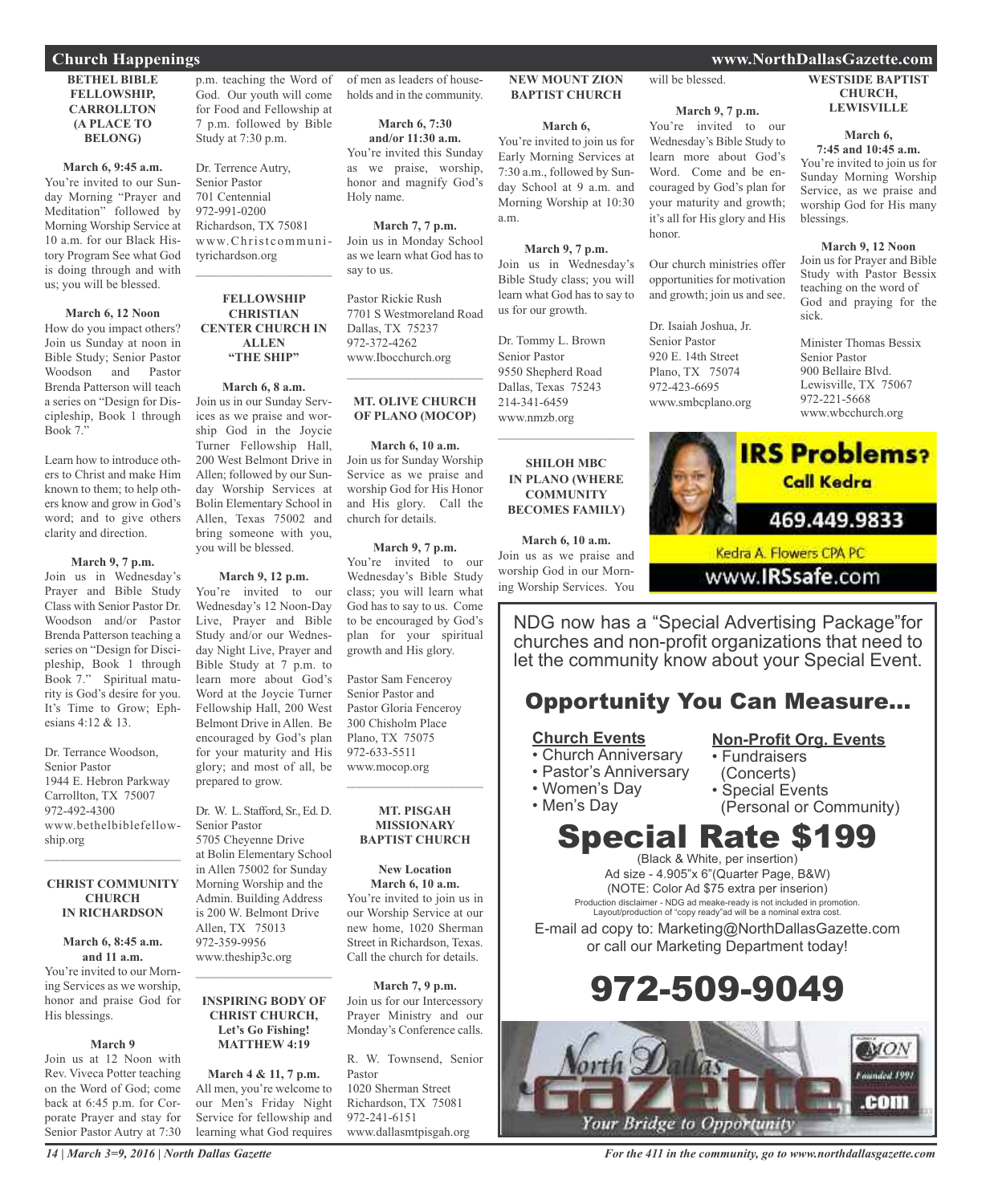## Church Happenings

### BETHEL BIBLE FELLOWSHIP, CARROLLTON (A PLACE TO BELONG)

**March 6, 9:45 a.m.**
You're invited to our Sunday Morning "Prayer and Meditation" followed by Morning Worship Service at 10 a.m. for our Black History Program See what God is doing through and with us; you will be blessed.

**March 6, 12 Noon**
How do you impact others? Join us Sunday at noon in Bible Study; Senior Pastor Woodson and Pastor Brenda Patterson will teach a series on "Design for Discipleship, Book 1 through Book 7."

Learn how to introduce others to Christ and make Him known to them; to help others know and grow in God's word; and to give others clarity and direction.

**March 9, 7 p.m.**
Join us in Wednesday's Prayer and Bible Study Class with Senior Pastor Dr. Woodson and/or Pastor Brenda Patterson teaching a series on "Design for Discipleship, Book 1 through Book 7." Spiritual maturity is God's desire for you. It's Time to Grow; Ephesians 4:12 & 13.

Dr. Terrance Woodson,
Senior Pastor
1944 E. Hebron Parkway
Carrollton, TX 75007
972-492-4300
www.bethelbiblefellowship.org

### CHRIST COMMUNITY CHURCH IN RICHARDSON

**March 6, 8:45 a.m. and 11 a.m.**
You're invited to our Morning Services as we worship, honor and praise God for His blessings.

**March 9**
Join us at 12 Noon with Rev. Viveca Potter teaching on the Word of God; come back at 6:45 p.m. for Corporate Prayer and stay for Senior Pastor Autry at 7:30 p.m. teaching the Word of God. Our youth will come for Food and Fellowship at 7 p.m. followed by Bible Study at 7:30 p.m.

Dr. Terrence Autry,
Senior Pastor
701 Centennial
972-991-0200
Richardson, TX 75081
www.Christcommunityrichardson.org

### FELLOWSHIP CHRISTIAN CENTER CHURCH IN ALLEN "THE SHIP"

**March 6, 8 a.m.**
Join us in our Sunday Services as we praise and worship God in the Joycie Turner Fellowship Hall, 200 West Belmont Drive in Allen; followed by our Sunday Worship Services at Bolin Elementary School in Allen, Texas 75002 and bring someone with you, you will be blessed.

**March 9, 12 p.m.**
You're invited to our Wednesday's 12 Noon-Day Live, Prayer and Bible Study and/or our Wednesday Night Live, Prayer and Bible Study at 7 p.m. to learn more about God's Word at the Joycie Turner Fellowship Hall, 200 West Belmont Drive in Allen. Be encouraged by God's plan for your maturity and His glory; and most of all, be prepared to grow.

Dr. W. L. Stafford, Sr., Ed. D.
Senior Pastor
5705 Cheyenne Drive
at Bolin Elementary School in Allen 75002 for Sunday Morning Worship and the Admin. Building Address is 200 W. Belmont Drive
Allen, TX 75013
972-359-9956
www.theship3c.org

### INSPIRING BODY OF CHRIST CHURCH, Let's Go Fishing! MATTHEW 4:19

**March 4 & 11, 7 p.m.**
All men, you're welcome to our Men's Friday Night Service for fellowship and learning what God requires of men as leaders of households and in the community.

**March 6, 7:30 and/or 11:30 a.m.**
You're invited this Sunday as we praise, worship, honor and magnify God's Holy name.

**March 7, 7 p.m.**
Join us in Monday School as we learn what God has to say to us.

Pastor Rickie Rush
7701 S Westmoreland Road
Dallas, TX 75237
972-372-4262
www.Ibocchurch.org

### MT. OLIVE CHURCH OF PLANO (MOCOP)

**March 6, 10 a.m.**
Join us for Sunday Worship Service as we praise and worship God for His Honor and His glory. Call the church for details.

**March 9, 7 p.m.**
You're invited to our Wednesday's Bible Study class; you will learn what God has to say to us. Come to be encouraged by God's plan for your spiritual growth and His glory.

Pastor Sam Fenceroy
Senior Pastor and
Pastor Gloria Fenceroy
300 Chisholm Place
Plano, TX 75075
972-633-5511
www.mocop.org

### MT. PISGAH MISSIONARY BAPTIST CHURCH

**New Location**
**March 6, 10 a.m.**
You're invited to join us in our Worship Service at our new home, 1020 Sherman Street in Richardson, Texas. Call the church for details.

**March 7, 9 p.m.**
Join us for our Intercessory Prayer Ministry and our Monday's Conference calls.

R. W. Townsend, Senior Pastor
1020 Sherman Street
Richardson, TX 75081
972-241-6151
www.dallasmtpisgah.org

### NEW MOUNT ZION BAPTIST CHURCH

**March 6,**
You're invited to join us for Early Morning Services at 7:30 a.m., followed by Sunday School at 9 a.m. and Morning Worship at 10:30 a.m.

**March 9, 7 p.m.**
Join us in Wednesday's Bible Study class; you will learn what God has to say to us for our growth.

Dr. Tommy L. Brown
Senior Pastor
9550 Shepherd Road
Dallas, Texas 75243
214-341-6459
www.nmzb.org

### SHILOH MBC IN PLANO (WHERE COMMUNITY BECOMES FAMILY)

**March 6, 10 a.m.**
Join us as we praise and worship God in our Morning Worship Services. You will be blessed.

**March 9, 7 p.m.**
You're invited to our Wednesday's Bible Study to learn more about God's Word. Come and be encouraged by God's plan for your maturity and growth; it's all for His glory and His honor.

Our church ministries offer opportunities for motivation and growth; join us and see.

Dr. Isaiah Joshua, Jr.
Senior Pastor
920 E. 14th Street
Plano, TX 75074
972-423-6695
www.smbcplano.org

### WESTSIDE BAPTIST CHURCH, LEWISVILLE

**March 6, 7:45 and 10:45 a.m.**
You're invited to join us for Sunday Morning Worship Service, as we praise and worship God for His many blessings.

**March 9, 12 Noon**
Join us for Prayer and Bible Study with Pastor Bessix teaching on the word of God and praying for the sick.

Minister Thomas Bessix
Senior Pastor
900 Bellaire Blvd.
Lewisville, TX 75067
972-221-5668
www.wbcchurch.org

---

**IRS Problems? Call Kedra**
469.449.9833
Kedra A. Flowers CPA PC
www.IRSsafe.com

---

NDG now has a "Special Advertising Package" for churches and non-profit organizations that need to let the community know about your Special Event.

## Opportunity You Can Measure...

**Church Events**
- Church Anniversary
- Pastor's Anniversary
- Women's Day
- Men's Day

**Non-Profit Org. Events**
- Fundraisers (Concerts)
- Special Events (Personal or Community)

## Special Rate $199

(Black & White, per insertion)
Ad size - 4.905"x 6"(Quarter Page, B&W)
(NOTE: Color Ad $75 extra per inserion)
Production disclaimer - NDG ad meake-ready is not included in promotion. Layout/production of "copy ready"ad will be a nominal extra cost.

E-mail ad copy to: Marketing@NorthDallasGazette.com or call our Marketing Department today!

## 972-509-9049

North Dallas Gazette .com — Your Bridge to Opportunity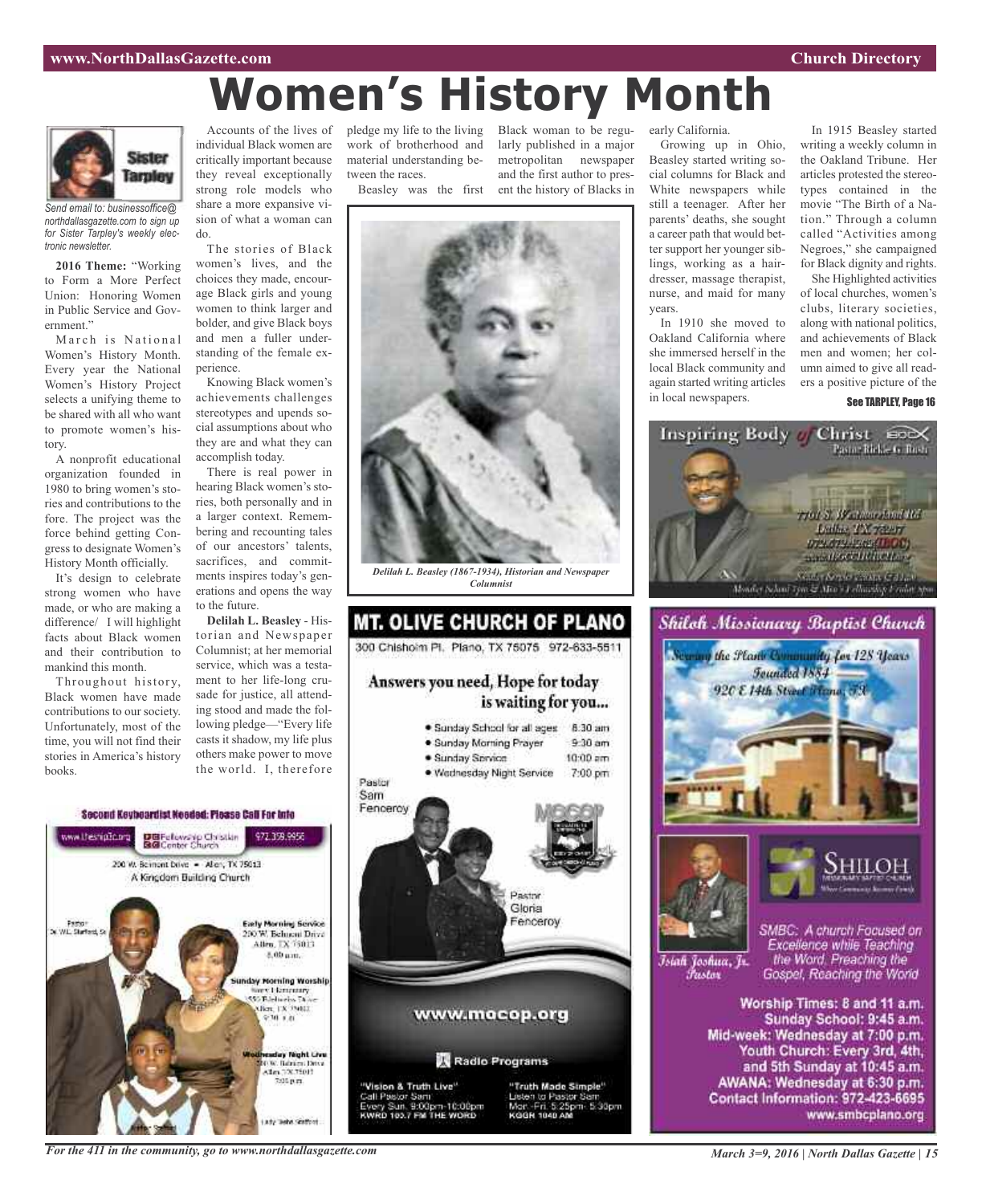# Women's History Month

**Sister Tarpley**

*Send email to: businessoffice@northdallasgazette.com to sign up for Sister Tarpley's weekly electronic newsletter.*

**2016 Theme:** "Working to Form a More Perfect Union: Honoring Women in Public Service and Government."

March is National Women's History Month. Every year the National Women's History Project selects a unifying theme to be shared with all who want to promote women's history.

A nonprofit educational organization founded in 1980 to bring women's stories and contributions to the fore. The project was the force behind getting Congress to designate Women's History Month officially.

It's design to celebrate strong women who have made, or who are making a difference/ I will highlight facts about Black women and their contribution to mankind this month.

Throughout history, Black women have made contributions to our society. Unfortunately, most of the time, you will not find their stories in America's history books.

Accounts of the lives of individual Black women are critically important because they reveal exceptionally strong role models who share a more expansive vision of what a woman can do.

The stories of Black women's lives, and the choices they made, encourage Black girls and young women to think larger and bolder, and give Black boys and men a fuller understanding of the female experience.

Knowing Black women's achievements challenges stereotypes and upends social assumptions about who they are and what they can accomplish today.

There is real power in hearing Black women's stories, both personally and in a larger context. Remembering and recounting tales of our ancestors' talents, sacrifices, and commitments inspires today's generations and opens the way to the future.

**Delilah L. Beasley** - Historian and Newspaper Columnist; at her memorial service, which was a testament to her life-long crusade for justice, all attending stood and made the following pledge—"Every life casts it shadow, my life plus others make power to move the world. I, therefore pledge my life to the living work of brotherhood and material understanding between the races.

Beasley was the first Black woman to be regularly published in a major metropolitan newspaper and the first author to present the history of Blacks in early California.

*Delilah L. Beasley (1867-1934), Historian and Newspaper Columnist*

Growing up in Ohio, Beasley started writing social columns for Black and White newspapers while still a teenager. After her parents' deaths, she sought a career path that would better support her younger siblings, working as a hairdresser, massage therapist, nurse, and maid for many years.

In 1910 she moved to Oakland California where she immersed herself in the local Black community and again started writing articles in local newspapers.

In 1915 Beasley started writing a weekly column in the Oakland Tribune. Her articles protested the stereotypes contained in the movie "The Birth of a Nation." Through a column called "Activities among Negroes," she campaigned for Black dignity and rights.

She Highlighted activities of local churches, women's clubs, literary societies, along with national politics, and achievements of Black men and women; her column aimed to give all readers a positive picture of the

**See TARPLEY, Page 16**

---

**Inspiring Body of Christ** IBOC
Pastor Rickie G. Rush
7701 S. Westmoreland Rd.
Dallas, TX 75237
972-372-4262 (IBOC)
www.IBOCCHURCH.org
Sunday Service 8 & 11 a.m.
Monday School 7pm & Men's Fellowship Friday 8pm

---

**Second Keyboardist Needed: Please Call For Info**

www.theship3c.org | Fellowship Christian Center Church | 972.359.9956
200 W. Belmont Drive • Allen, TX 75013
A Kingdom Building Church

Pastor Dr. W.L. Stafford, Sr.

Early Morning Service
200 W. Belmont Drive
Allen, TX 75013
8:00 a.m.

Sunday Morning Worship
Story Elementary
550 Ridgeview Drive
Allen, TX 75013
9:30 a.m.

Wednesday Night Live
200 W. Belmont Drive
Allen, TX 75013
7:00 p.m.

Lady Stafford

---

**MT. OLIVE CHURCH OF PLANO**
300 Chisholm Pl. Plano, TX 75075 972-633-5511

**Answers you need, Hope for today is waiting for you...**

- Sunday School for all ages 8:30 am
- Sunday Morning Prayer 9:30 am
- Sunday Service 10:00 am
- Wednesday Night Service 7:00 pm

Pastor Sam Fenceroy

Pastor Gloria Fenceroy

www.mocop.org

Radio Programs

"Vision & Truth Live"
Call Pastor Sam
Every Sun. 9:00pm-10:00pm
KWRD 100.7 FM THE WORD

"Truth Made Simple"
Listen to Pastor Sam
Mon.-Fri. 5:25pm- 5:30pm
KGGR 1040 AM

---

**Shiloh Missionary Baptist Church**
Serving the Plano Community for 128 Years
Founded 1884
920 E 14th Street Plano, TX

SHILOH Missionary Baptist Church

Isiah Joshua, Jr. Pastor

SMBC: A church Focused on Excellence while Teaching the Word, Preaching the Gospel, Reaching the World

Worship Times: 8 and 11 a.m.
Sunday School: 9:45 a.m.
Mid-week: Wednesday at 7:00 p.m.
Youth Church: Every 3rd, 4th, and 5th Sunday at 10:45 a.m.
AWANA: Wednesday at 6:30 p.m.
Contact Information: 972-423-6695
www.smbcplano.org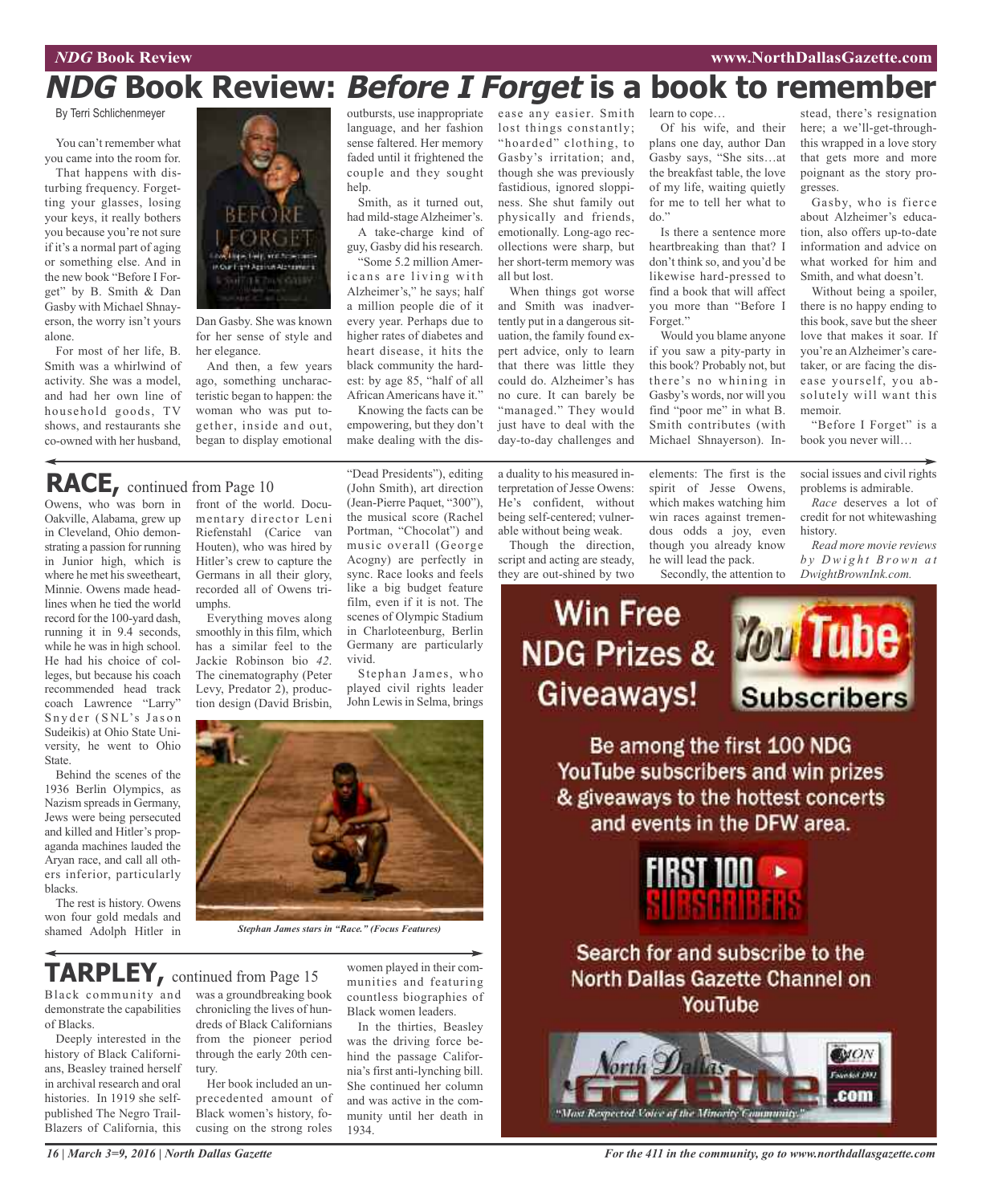# *NDG* Book Review: *Before I Forget* is a book to remember

By Terri Schlichenmeyer

You can't remember what you came into the room for.

That happens with disturbing frequency. Forgetting your glasses, losing your keys, it really bothers you because you're not sure if it's a normal part of aging or something else. And in the new book "Before I Forget" by B. Smith & Dan Gasby with Michael Shnayerson, the worry isn't yours alone.

For most of her life, B. Smith was a whirlwind of activity. She was a model, and had her own line of household goods, TV shows, and restaurants she co-owned with her husband, Dan Gasby. She was known for her sense of style and her elegance.

And then, a few years ago, something uncharacteristic began to happen: the woman who was put together, inside and out, began to display emotional outbursts, use inappropriate language, and her fashion sense faltered. Her memory faded until it frightened the couple and they sought help.

Smith, as it turned out, had mild-stage Alzheimer's.

A take-charge kind of guy, Gasby did his research.

"Some 5.2 million Americans are living with Alzheimer's," he says; half a million people die of it every year. Perhaps due to higher rates of diabetes and heart disease, it hits the black community the hardest: by age 85, "half of all African Americans have it."

Knowing the facts can be empowering, but they don't make dealing with the disease any easier. Smith lost things constantly; "hoarded" clothing, to Gasby's irritation; and, though she was previously fastidious, ignored sloppiness. She shut family out physically and friends, emotionally. Long-ago recollections were sharp, but her short-term memory was all but lost.

When things got worse and Smith was inadvertently put in a dangerous situation, the family found expert advice, only to learn that there was little they could do. Alzheimer's has no cure. It can barely be "managed." They would just have to deal with the day-to-day challenges and learn to cope…

Of his wife, and their plans one day, author Dan Gasby says, "She sits…at the breakfast table, the love of my life, waiting quietly for me to tell her what to do."

Is there a sentence more heartbreaking than that? I don't think so, and you'd be likewise hard-pressed to find a book that will affect you more than "Before I Forget."

Would you blame anyone if you saw a pity-party in this book? Probably not, but there's no whining in Gasby's words, nor will you find "poor me" in what B. Smith contributes (with Michael Shnayerson). Instead, there's resignation here; a we'll-get-through-this wrapped in a love story that gets more and more poignant as the story progresses.

Gasby, who is fierce about Alzheimer's education, also offers up-to-date information and advice on what worked for him and Smith, and what doesn't.

Without being a spoiler, there is no happy ending to this book, save but the sheer love that makes it soar. If you're an Alzheimer's caretaker, or are facing the disease yourself, you absolutely will want this memoir.

"Before I Forget" is a book you never will…

## RACE, continued from Page 10

Owens, who was born in Oakville, Alabama, grew up in Cleveland, Ohio demonstrating a passion for running in Junior high, which is where he met his sweetheart, Minnie. Owens made headlines when he tied the world record for the 100-yard dash, running it in 9.4 seconds, while he was in high school. He had his choice of colleges, but because his coach recommended head track coach Lawrence "Larry" Snyder (SNL's Jason Sudeikis) at Ohio State University, he went to Ohio State.

Behind the scenes of the 1936 Berlin Olympics, as Nazism spreads in Germany, Jews were being persecuted and killed and Hitler's propaganda machines lauded the Aryan race, and call all others inferior, particularly blacks.

The rest is history. Owens won four gold medals and shamed Adolph Hitler in front of the world. Documentary director Leni Riefenstahl (Carice van Houten), who was hired by Hitler's crew to capture the Germans in all their glory, recorded all of Owens triumphs.

Everything moves along smoothly in this film, which has a similar feel to the Jackie Robinson bio *42*. The cinematography (Peter Levy, Predator 2), production design (David Brisbin, "Dead Presidents"), editing (John Smith), art direction (Jean-Pierre Paquet, "300"), the musical score (Rachel Portman, "Chocolat") and music overall (George Acogny) are perfectly in sync. Race looks and feels like a big budget feature film, even if it is not. The scenes of Olympic Stadium in Charloteenburg, Berlin Germany are particularly vivid.

Stephan James, who played civil rights leader John Lewis in Selma, brings a duality to his measured interpretation of Jesse Owens: He's confident, without being self-centered; vulnerable without being weak.

Though the direction, script and acting are steady, they are out-shined by two elements: The first is the spirit of Jesse Owens, which makes watching him win races against tremendous odds a joy, even though you already know he will lead the pack.

Secondly, the attention to social issues and civil rights problems is admirable.

*Race* deserves a lot of credit for not whitewashing history.

*Read more movie reviews by Dwight Brown at DwightBrownInk.com.*

*Stephan James stars in "Race." (Focus Features)*

## TARPLEY, continued from Page 15

Black community and demonstrate the capabilities of Blacks.

Deeply interested in the history of Black Californians, Beasley trained herself in archival research and oral histories. In 1919 she self-published The Negro Trail-Blazers of California, this was a groundbreaking book chronicling the lives of hundreds of Black Californians from the pioneer period through the early 20th century.

Her book included an unprecedented amount of Black women's history, focusing on the strong roles women played in their communities and featuring countless biographies of Black women leaders.

In the thirties, Beasley was the driving force behind the passage California's first anti-lynching bill. She continued her column and was active in the community until her death in 1934.

Win Free NDG Prizes & Giveaways!

YouTube Subscribers

Be among the first 100 NDG YouTube subscribers and win prizes & giveaways to the hottest concerts and events in the DFW area.

FIRST 100 SUBSCRIBERS

Search for and subscribe to the North Dallas Gazette Channel on YouTube

North Dallas Gazette .com

"Most Respected Voice of the Minority Community"